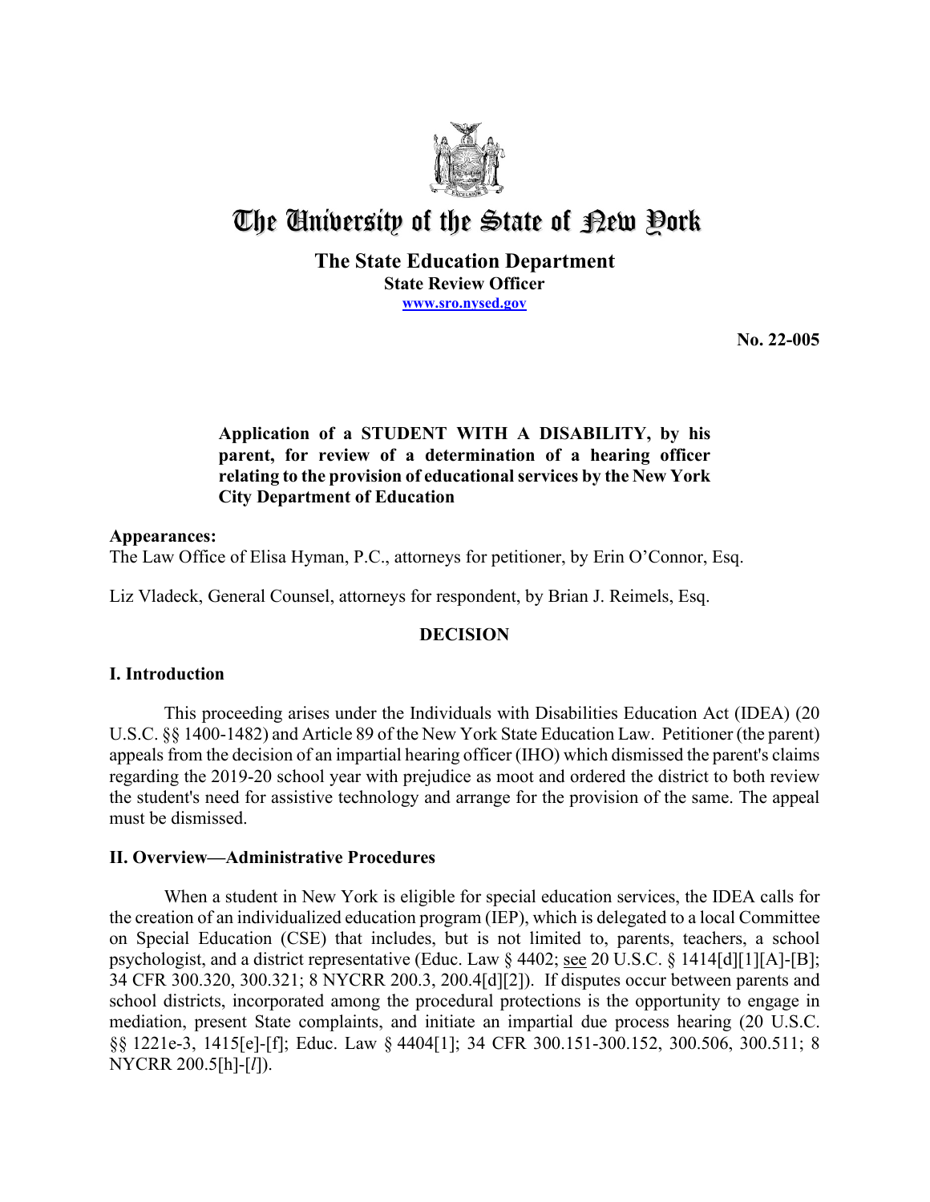# The University of the State of New York

**The State Education Department**
**State Review Officer**
**www.sro.nysed.gov**

**No. 22-005**

**Application of a STUDENT WITH A DISABILITY, by his parent, for review of a determination of a hearing officer relating to the provision of educational services by the New York City Department of Education**

**Appearances:**
The Law Office of Elisa Hyman, P.C., attorneys for petitioner, by Erin O'Connor, Esq.

Liz Vladeck, General Counsel, attorneys for respondent, by Brian J. Reimels, Esq.

## DECISION

## I. Introduction

This proceeding arises under the Individuals with Disabilities Education Act (IDEA) (20 U.S.C. §§ 1400-1482) and Article 89 of the New York State Education Law. Petitioner (the parent) appeals from the decision of an impartial hearing officer (IHO) which dismissed the parent's claims regarding the 2019-20 school year with prejudice as moot and ordered the district to both review the student's need for assistive technology and arrange for the provision of the same. The appeal must be dismissed.

## II. Overview—Administrative Procedures

When a student in New York is eligible for special education services, the IDEA calls for the creation of an individualized education program (IEP), which is delegated to a local Committee on Special Education (CSE) that includes, but is not limited to, parents, teachers, a school psychologist, and a district representative (Educ. Law § 4402; see 20 U.S.C. § 1414[d][1][A]-[B]; 34 CFR 300.320, 300.321; 8 NYCRR 200.3, 200.4[d][2]). If disputes occur between parents and school districts, incorporated among the procedural protections is the opportunity to engage in mediation, present State complaints, and initiate an impartial due process hearing (20 U.S.C. §§ 1221e-3, 1415[e]-[f]; Educ. Law § 4404[1]; 34 CFR 300.151-300.152, 300.506, 300.511; 8 NYCRR 200.5[h]-[*l*]).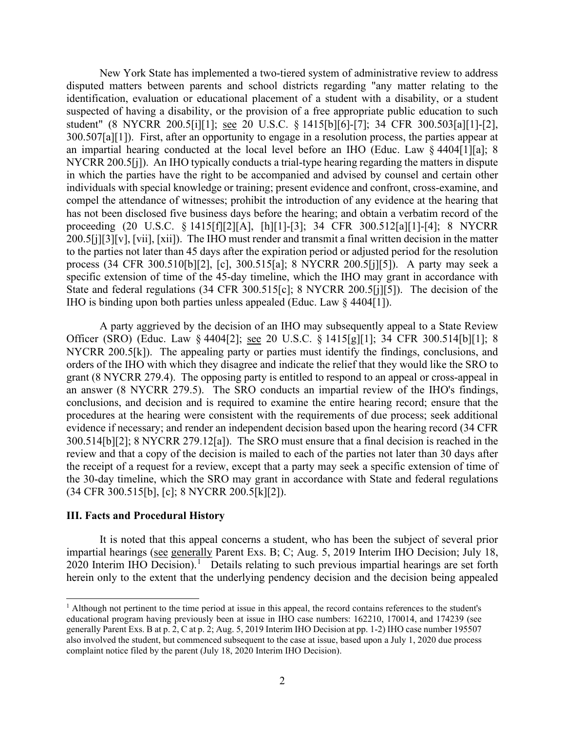New York State has implemented a two-tiered system of administrative review to address disputed matters between parents and school districts regarding "any matter relating to the identification, evaluation or educational placement of a student with a disability, or a student suspected of having a disability, or the provision of a free appropriate public education to such student" (8 NYCRR 200.5[i][1]; see 20 U.S.C. § 1415[b][6]-[7]; 34 CFR 300.503[a][1]-[2], 300.507[a][1]). First, after an opportunity to engage in a resolution process, the parties appear at an impartial hearing conducted at the local level before an IHO (Educ. Law § 4404[1][a]; 8 NYCRR 200.5[j]). An IHO typically conducts a trial-type hearing regarding the matters in dispute in which the parties have the right to be accompanied and advised by counsel and certain other individuals with special knowledge or training; present evidence and confront, cross-examine, and compel the attendance of witnesses; prohibit the introduction of any evidence at the hearing that has not been disclosed five business days before the hearing; and obtain a verbatim record of the proceeding (20 U.S.C. § 1415[f][2][A], [h][1]-[3]; 34 CFR 300.512[a][1]-[4]; 8 NYCRR 200.5[j][3][v], [vii], [xii]). The IHO must render and transmit a final written decision in the matter to the parties not later than 45 days after the expiration period or adjusted period for the resolution process (34 CFR 300.510[b][2], [c], 300.515[a]; 8 NYCRR 200.5[j][5]). A party may seek a specific extension of time of the 45-day timeline, which the IHO may grant in accordance with State and federal regulations (34 CFR 300.515[c]; 8 NYCRR 200.5[j][5]). The decision of the IHO is binding upon both parties unless appealed (Educ. Law § 4404[1]).

A party aggrieved by the decision of an IHO may subsequently appeal to a State Review Officer (SRO) (Educ. Law § 4404[2]; see 20 U.S.C. § 1415[g][1]; 34 CFR 300.514[b][1]; 8 NYCRR 200.5[k]). The appealing party or parties must identify the findings, conclusions, and orders of the IHO with which they disagree and indicate the relief that they would like the SRO to grant (8 NYCRR 279.4). The opposing party is entitled to respond to an appeal or cross-appeal in an answer (8 NYCRR 279.5). The SRO conducts an impartial review of the IHO's findings, conclusions, and decision and is required to examine the entire hearing record; ensure that the procedures at the hearing were consistent with the requirements of due process; seek additional evidence if necessary; and render an independent decision based upon the hearing record (34 CFR 300.514[b][2]; 8 NYCRR 279.12[a]). The SRO must ensure that a final decision is reached in the review and that a copy of the decision is mailed to each of the parties not later than 30 days after the receipt of a request for a review, except that a party may seek a specific extension of time of the 30-day timeline, which the SRO may grant in accordance with State and federal regulations (34 CFR 300.515[b], [c]; 8 NYCRR 200.5[k][2]).

## III. Facts and Procedural History

It is noted that this appeal concerns a student, who has been the subject of several prior impartial hearings (see generally Parent Exs. B; C; Aug. 5, 2019 Interim IHO Decision; July 18, 2020 Interim IHO Decision).[1] Details relating to such previous impartial hearings are set forth herein only to the extent that the underlying pendency decision and the decision being appealed

[1] Although not pertinent to the time period at issue in this appeal, the record contains references to the student's educational program having previously been at issue in IHO case numbers: 162210, 170014, and 174239 (see generally Parent Exs. B at p. 2, C at p. 2; Aug. 5, 2019 Interim IHO Decision at pp. 1-2) IHO case number 195507 also involved the student, but commenced subsequent to the case at issue, based upon a July 1, 2020 due process complaint notice filed by the parent (July 18, 2020 Interim IHO Decision).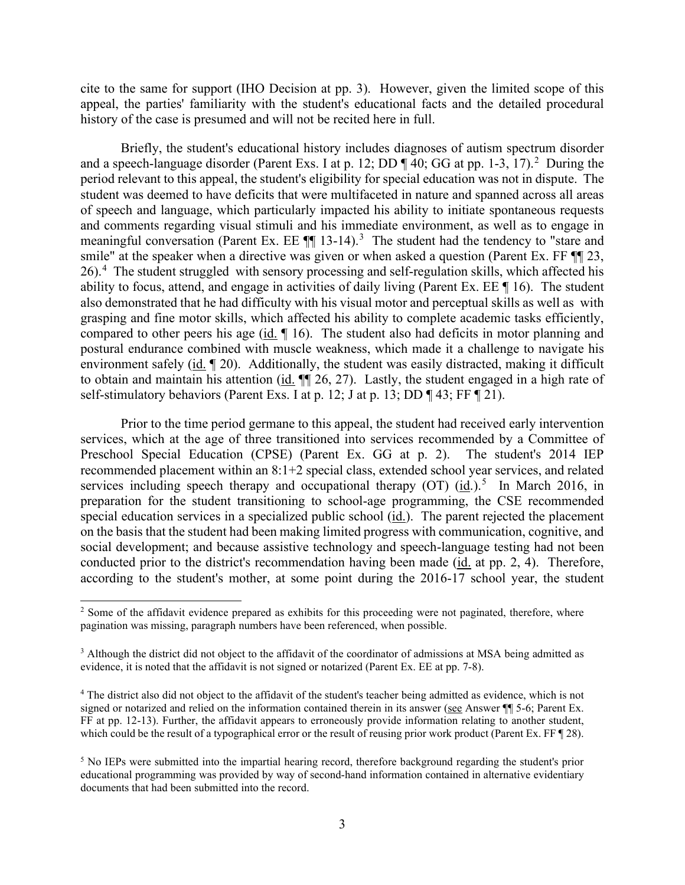cite to the same for support (IHO Decision at pp. 3). However, given the limited scope of this appeal, the parties' familiarity with the student's educational facts and the detailed procedural history of the case is presumed and will not be recited here in full.

Briefly, the student's educational history includes diagnoses of autism spectrum disorder and a speech-language disorder (Parent Exs. I at p. 12; DD ¶ 40; GG at pp. 1-3, 17).[2] During the period relevant to this appeal, the student's eligibility for special education was not in dispute. The student was deemed to have deficits that were multifaceted in nature and spanned across all areas of speech and language, which particularly impacted his ability to initiate spontaneous requests and comments regarding visual stimuli and his immediate environment, as well as to engage in meaningful conversation (Parent Ex. EE ¶¶ 13-14).[3] The student had the tendency to "stare and smile" at the speaker when a directive was given or when asked a question (Parent Ex. FF ¶¶ 23, 26).[4] The student struggled with sensory processing and self-regulation skills, which affected his ability to focus, attend, and engage in activities of daily living (Parent Ex. EE ¶ 16). The student also demonstrated that he had difficulty with his visual motor and perceptual skills as well as with grasping and fine motor skills, which affected his ability to complete academic tasks efficiently, compared to other peers his age (id. ¶ 16). The student also had deficits in motor planning and postural endurance combined with muscle weakness, which made it a challenge to navigate his environment safely (id. ¶ 20). Additionally, the student was easily distracted, making it difficult to obtain and maintain his attention (id. ¶¶ 26, 27). Lastly, the student engaged in a high rate of self-stimulatory behaviors (Parent Exs. I at p. 12; J at p. 13; DD ¶ 43; FF ¶ 21).

Prior to the time period germane to this appeal, the student had received early intervention services, which at the age of three transitioned into services recommended by a Committee of Preschool Special Education (CPSE) (Parent Ex. GG at p. 2). The student's 2014 IEP recommended placement within an 8:1+2 special class, extended school year services, and related services including speech therapy and occupational therapy (OT) (id.).[5] In March 2016, in preparation for the student transitioning to school-age programming, the CSE recommended special education services in a specialized public school (id.). The parent rejected the placement on the basis that the student had been making limited progress with communication, cognitive, and social development; and because assistive technology and speech-language testing had not been conducted prior to the district's recommendation having been made (id. at pp. 2, 4). Therefore, according to the student's mother, at some point during the 2016-17 school year, the student

[2] Some of the affidavit evidence prepared as exhibits for this proceeding were not paginated, therefore, where pagination was missing, paragraph numbers have been referenced, when possible.

[3] Although the district did not object to the affidavit of the coordinator of admissions at MSA being admitted as evidence, it is noted that the affidavit is not signed or notarized (Parent Ex. EE at pp. 7-8).

[4] The district also did not object to the affidavit of the student's teacher being admitted as evidence, which is not signed or notarized and relied on the information contained therein in its answer (see Answer ¶¶ 5-6; Parent Ex. FF at pp. 12-13). Further, the affidavit appears to erroneously provide information relating to another student, which could be the result of a typographical error or the result of reusing prior work product (Parent Ex. FF ¶ 28).

[5] No IEPs were submitted into the impartial hearing record, therefore background regarding the student's prior educational programming was provided by way of second-hand information contained in alternative evidentiary documents that had been submitted into the record.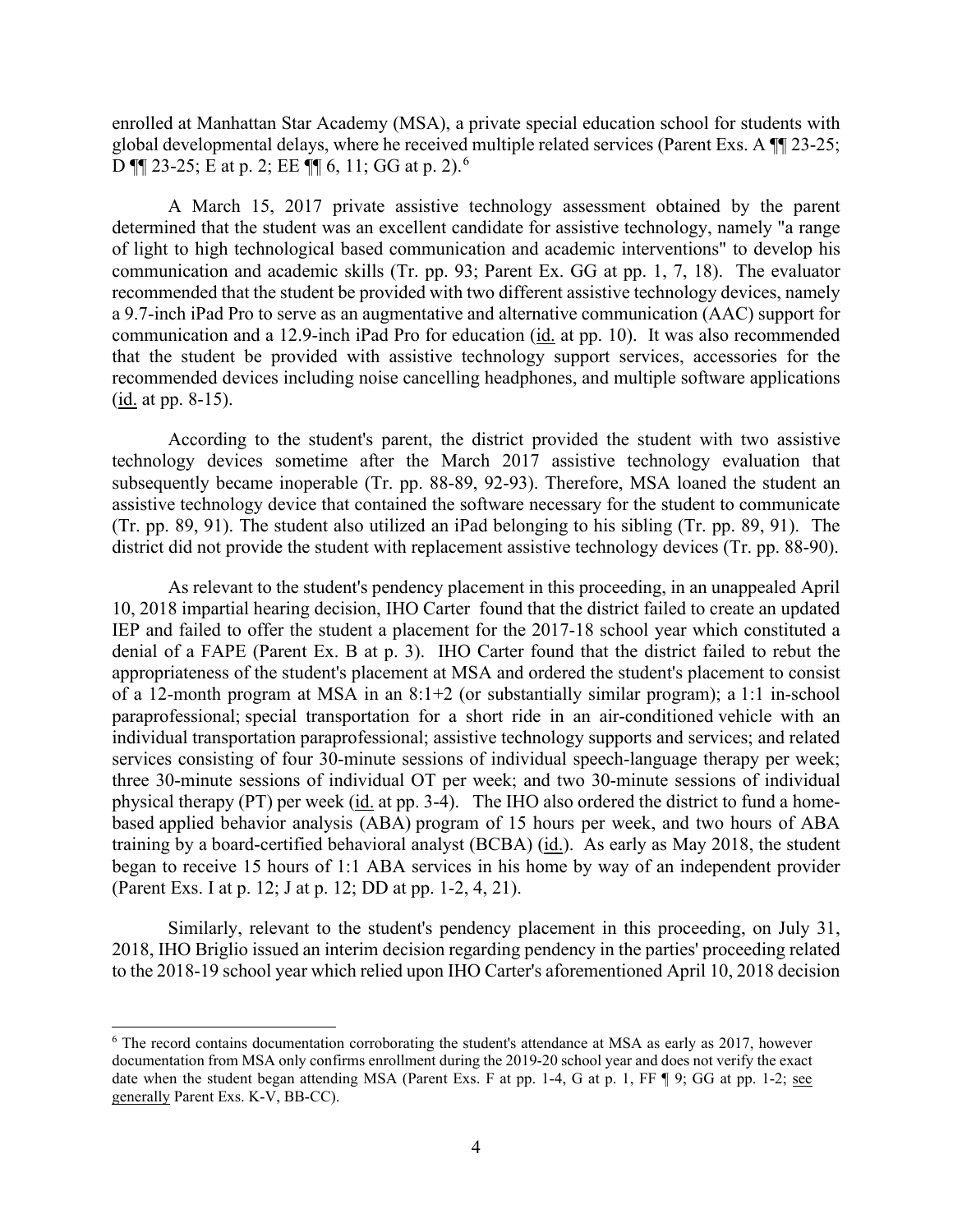enrolled at Manhattan Star Academy (MSA), a private special education school for students with global developmental delays, where he received multiple related services (Parent Exs. A ¶¶ 23-25; D ¶¶ 23-25; E at p. 2; EE ¶¶ 6, 11; GG at p. 2).[6]

A March 15, 2017 private assistive technology assessment obtained by the parent determined that the student was an excellent candidate for assistive technology, namely "a range of light to high technological based communication and academic interventions" to develop his communication and academic skills (Tr. pp. 93; Parent Ex. GG at pp. 1, 7, 18). The evaluator recommended that the student be provided with two different assistive technology devices, namely a 9.7-inch iPad Pro to serve as an augmentative and alternative communication (AAC) support for communication and a 12.9-inch iPad Pro for education (id. at pp. 10). It was also recommended that the student be provided with assistive technology support services, accessories for the recommended devices including noise cancelling headphones, and multiple software applications (id. at pp. 8-15).

According to the student's parent, the district provided the student with two assistive technology devices sometime after the March 2017 assistive technology evaluation that subsequently became inoperable (Tr. pp. 88-89, 92-93). Therefore, MSA loaned the student an assistive technology device that contained the software necessary for the student to communicate (Tr. pp. 89, 91). The student also utilized an iPad belonging to his sibling (Tr. pp. 89, 91). The district did not provide the student with replacement assistive technology devices (Tr. pp. 88-90).

As relevant to the student's pendency placement in this proceeding, in an unappealed April 10, 2018 impartial hearing decision, IHO Carter found that the district failed to create an updated IEP and failed to offer the student a placement for the 2017-18 school year which constituted a denial of a FAPE (Parent Ex. B at p. 3). IHO Carter found that the district failed to rebut the appropriateness of the student's placement at MSA and ordered the student's placement to consist of a 12-month program at MSA in an 8:1+2 (or substantially similar program); a 1:1 in-school paraprofessional; special transportation for a short ride in an air-conditioned vehicle with an individual transportation paraprofessional; assistive technology supports and services; and related services consisting of four 30-minute sessions of individual speech-language therapy per week; three 30-minute sessions of individual OT per week; and two 30-minute sessions of individual physical therapy (PT) per week (id. at pp. 3-4). The IHO also ordered the district to fund a home-based applied behavior analysis (ABA) program of 15 hours per week, and two hours of ABA training by a board-certified behavioral analyst (BCBA) (id.). As early as May 2018, the student began to receive 15 hours of 1:1 ABA services in his home by way of an independent provider (Parent Exs. I at p. 12; J at p. 12; DD at pp. 1-2, 4, 21).

Similarly, relevant to the student's pendency placement in this proceeding, on July 31, 2018, IHO Briglio issued an interim decision regarding pendency in the parties' proceeding related to the 2018-19 school year which relied upon IHO Carter's aforementioned April 10, 2018 decision

---

[6] The record contains documentation corroborating the student's attendance at MSA as early as 2017, however documentation from MSA only confirms enrollment during the 2019-20 school year and does not verify the exact date when the student began attending MSA (Parent Exs. F at pp. 1-4, G at p. 1, FF ¶ 9; GG at pp. 1-2; see generally Parent Exs. K-V, BB-CC).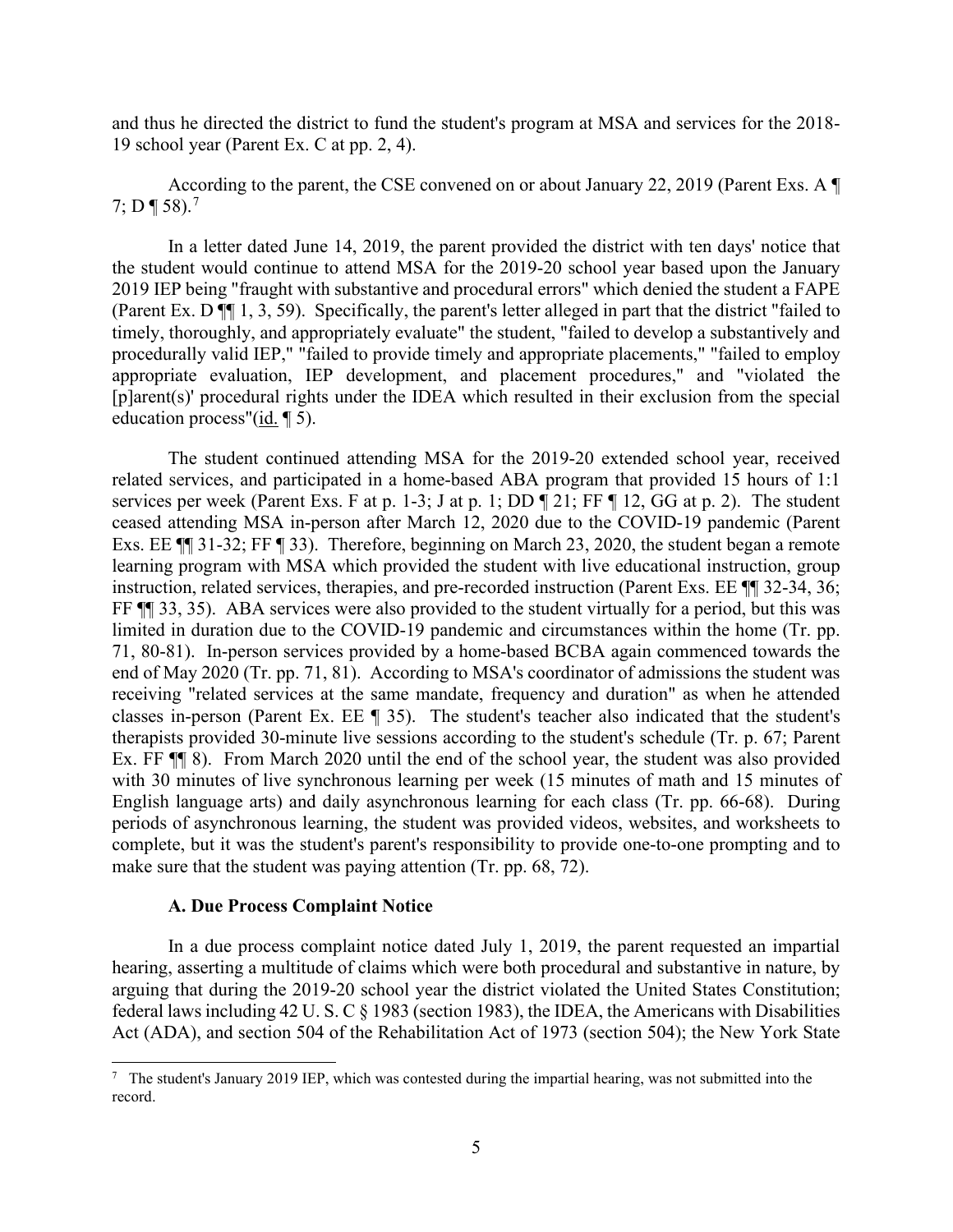and thus he directed the district to fund the student's program at MSA and services for the 2018-19 school year (Parent Ex. C at pp. 2, 4).

According to the parent, the CSE convened on or about January 22, 2019 (Parent Exs. A ¶ 7; D ¶ 58).[7]

In a letter dated June 14, 2019, the parent provided the district with ten days' notice that the student would continue to attend MSA for the 2019-20 school year based upon the January 2019 IEP being "fraught with substantive and procedural errors" which denied the student a FAPE (Parent Ex. D ¶¶ 1, 3, 59). Specifically, the parent's letter alleged in part that the district "failed to timely, thoroughly, and appropriately evaluate" the student, "failed to develop a substantively and procedurally valid IEP," "failed to provide timely and appropriate placements," "failed to employ appropriate evaluation, IEP development, and placement procedures," and "violated the [p]arent(s)' procedural rights under the IDEA which resulted in their exclusion from the special education process"(id. ¶ 5).

The student continued attending MSA for the 2019-20 extended school year, received related services, and participated in a home-based ABA program that provided 15 hours of 1:1 services per week (Parent Exs. F at p. 1-3; J at p. 1; DD ¶ 21; FF ¶ 12, GG at p. 2). The student ceased attending MSA in-person after March 12, 2020 due to the COVID-19 pandemic (Parent Exs. EE ¶¶ 31-32; FF ¶ 33). Therefore, beginning on March 23, 2020, the student began a remote learning program with MSA which provided the student with live educational instruction, group instruction, related services, therapies, and pre-recorded instruction (Parent Exs. EE ¶¶ 32-34, 36; FF ¶¶ 33, 35). ABA services were also provided to the student virtually for a period, but this was limited in duration due to the COVID-19 pandemic and circumstances within the home (Tr. pp. 71, 80-81). In-person services provided by a home-based BCBA again commenced towards the end of May 2020 (Tr. pp. 71, 81). According to MSA's coordinator of admissions the student was receiving "related services at the same mandate, frequency and duration" as when he attended classes in-person (Parent Ex. EE ¶ 35). The student's teacher also indicated that the student's therapists provided 30-minute live sessions according to the student's schedule (Tr. p. 67; Parent Ex. FF ¶¶ 8). From March 2020 until the end of the school year, the student was also provided with 30 minutes of live synchronous learning per week (15 minutes of math and 15 minutes of English language arts) and daily asynchronous learning for each class (Tr. pp. 66-68). During periods of asynchronous learning, the student was provided videos, websites, and worksheets to complete, but it was the student's parent's responsibility to provide one-to-one prompting and to make sure that the student was paying attention (Tr. pp. 68, 72).

### A. Due Process Complaint Notice

In a due process complaint notice dated July 1, 2019, the parent requested an impartial hearing, asserting a multitude of claims which were both procedural and substantive in nature, by arguing that during the 2019-20 school year the district violated the United States Constitution; federal laws including 42 U. S. C § 1983 (section 1983), the IDEA, the Americans with Disabilities Act (ADA), and section 504 of the Rehabilitation Act of 1973 (section 504); the New York State

[7] The student's January 2019 IEP, which was contested during the impartial hearing, was not submitted into the record.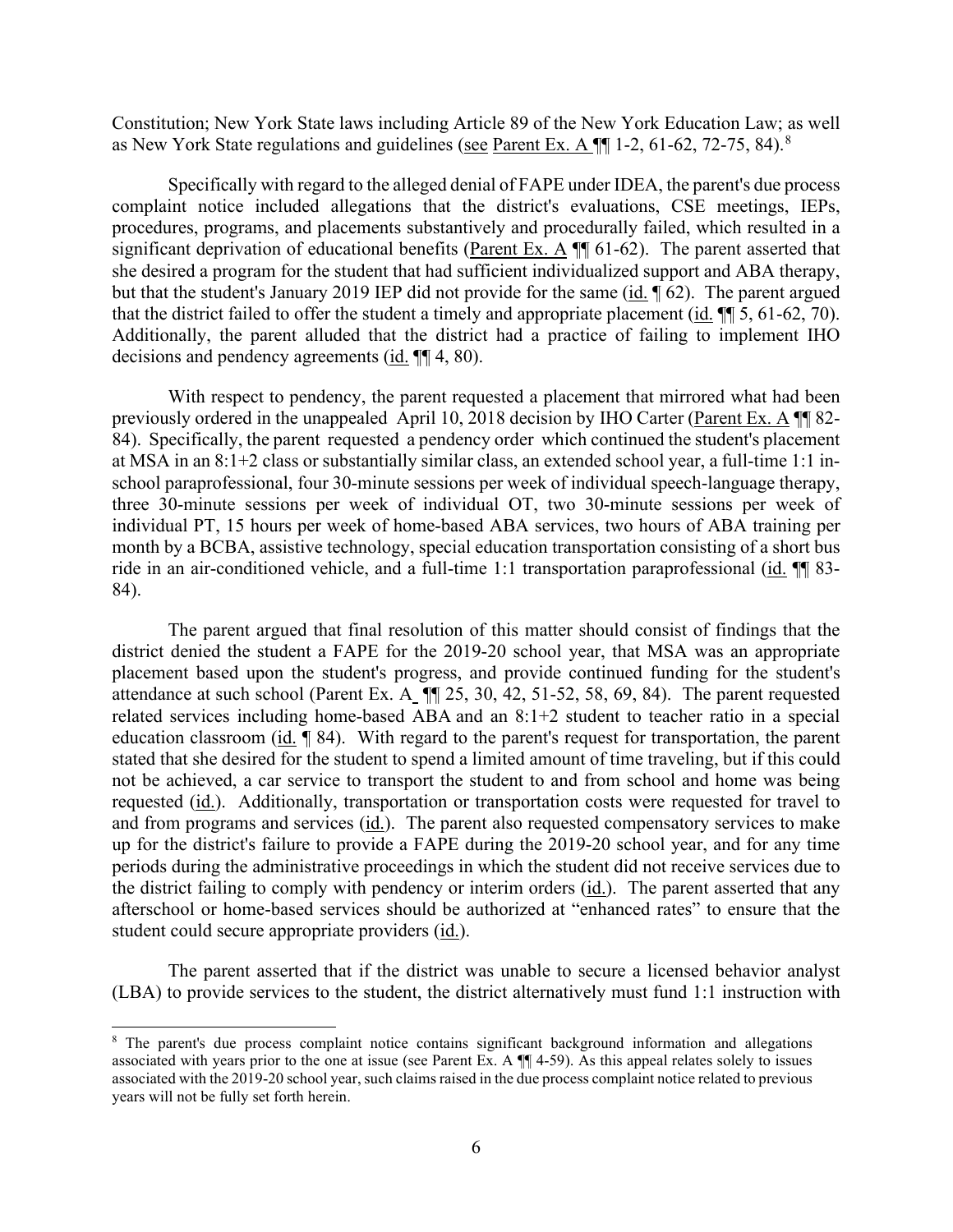Constitution; New York State laws including Article 89 of the New York Education Law; as well as New York State regulations and guidelines (see Parent Ex. A ¶¶ 1-2, 61-62, 72-75, 84).[8]

Specifically with regard to the alleged denial of FAPE under IDEA, the parent's due process complaint notice included allegations that the district's evaluations, CSE meetings, IEPs, procedures, programs, and placements substantively and procedurally failed, which resulted in a significant deprivation of educational benefits (Parent Ex. A ¶¶ 61-62). The parent asserted that she desired a program for the student that had sufficient individualized support and ABA therapy, but that the student's January 2019 IEP did not provide for the same (id. ¶ 62). The parent argued that the district failed to offer the student a timely and appropriate placement (id. ¶¶ 5, 61-62, 70). Additionally, the parent alluded that the district had a practice of failing to implement IHO decisions and pendency agreements (id. ¶¶ 4, 80).

With respect to pendency, the parent requested a placement that mirrored what had been previously ordered in the unappealed April 10, 2018 decision by IHO Carter (Parent Ex. A ¶¶ 82-84). Specifically, the parent requested a pendency order which continued the student's placement at MSA in an 8:1+2 class or substantially similar class, an extended school year, a full-time 1:1 in-school paraprofessional, four 30-minute sessions per week of individual speech-language therapy, three 30-minute sessions per week of individual OT, two 30-minute sessions per week of individual PT, 15 hours per week of home-based ABA services, two hours of ABA training per month by a BCBA, assistive technology, special education transportation consisting of a short bus ride in an air-conditioned vehicle, and a full-time 1:1 transportation paraprofessional (id. ¶¶ 83-84).

The parent argued that final resolution of this matter should consist of findings that the district denied the student a FAPE for the 2019-20 school year, that MSA was an appropriate placement based upon the student's progress, and provide continued funding for the student's attendance at such school (Parent Ex. A ¶¶ 25, 30, 42, 51-52, 58, 69, 84). The parent requested related services including home-based ABA and an 8:1+2 student to teacher ratio in a special education classroom (id. ¶ 84). With regard to the parent's request for transportation, the parent stated that she desired for the student to spend a limited amount of time traveling, but if this could not be achieved, a car service to transport the student to and from school and home was being requested (id.). Additionally, transportation or transportation costs were requested for travel to and from programs and services (id.). The parent also requested compensatory services to make up for the district's failure to provide a FAPE during the 2019-20 school year, and for any time periods during the administrative proceedings in which the student did not receive services due to the district failing to comply with pendency or interim orders (id.). The parent asserted that any afterschool or home-based services should be authorized at "enhanced rates" to ensure that the student could secure appropriate providers (id.).

The parent asserted that if the district was unable to secure a licensed behavior analyst (LBA) to provide services to the student, the district alternatively must fund 1:1 instruction with

[8] The parent's due process complaint notice contains significant background information and allegations associated with years prior to the one at issue (see Parent Ex. A ¶¶ 4-59). As this appeal relates solely to issues associated with the 2019-20 school year, such claims raised in the due process complaint notice related to previous years will not be fully set forth herein.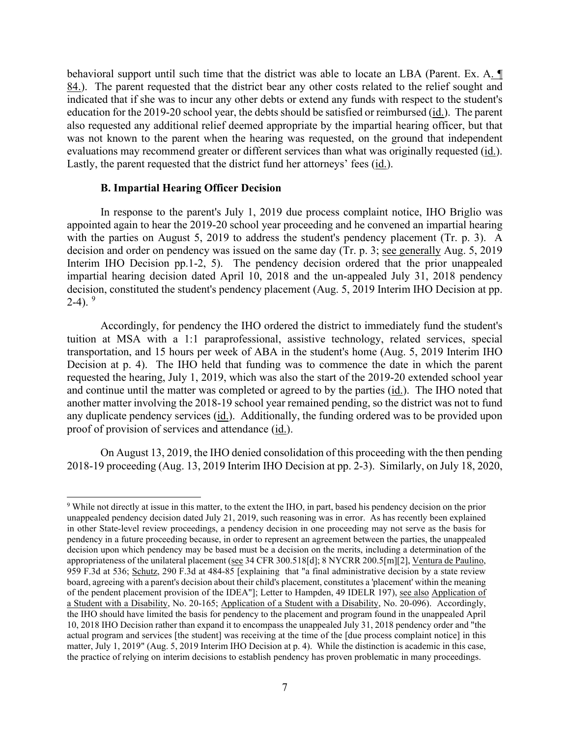behavioral support until such time that the district was able to locate an LBA (Parent. Ex. A. ¶ 84.). The parent requested that the district bear any other costs related to the relief sought and indicated that if she was to incur any other debts or extend any funds with respect to the student's education for the 2019-20 school year, the debts should be satisfied or reimbursed (id.). The parent also requested any additional relief deemed appropriate by the impartial hearing officer, but that was not known to the parent when the hearing was requested, on the ground that independent evaluations may recommend greater or different services than what was originally requested (id.). Lastly, the parent requested that the district fund her attorneys' fees (id.).

### B. Impartial Hearing Officer Decision

In response to the parent's July 1, 2019 due process complaint notice, IHO Briglio was appointed again to hear the 2019-20 school year proceeding and he convened an impartial hearing with the parties on August 5, 2019 to address the student's pendency placement (Tr. p. 3). A decision and order on pendency was issued on the same day (Tr. p. 3; see generally Aug. 5, 2019 Interim IHO Decision pp.1-2, 5). The pendency decision ordered that the prior unappealed impartial hearing decision dated April 10, 2018 and the un-appealed July 31, 2018 pendency decision, constituted the student's pendency placement (Aug. 5, 2019 Interim IHO Decision at pp. 2-4). [9]

Accordingly, for pendency the IHO ordered the district to immediately fund the student's tuition at MSA with a 1:1 paraprofessional, assistive technology, related services, special transportation, and 15 hours per week of ABA in the student's home (Aug. 5, 2019 Interim IHO Decision at p. 4). The IHO held that funding was to commence the date in which the parent requested the hearing, July 1, 2019, which was also the start of the 2019-20 extended school year and continue until the matter was completed or agreed to by the parties (id.). The IHO noted that another matter involving the 2018-19 school year remained pending, so the district was not to fund any duplicate pendency services (id.). Additionally, the funding ordered was to be provided upon proof of provision of services and attendance (id.).

On August 13, 2019, the IHO denied consolidation of this proceeding with the then pending 2018-19 proceeding (Aug. 13, 2019 Interim IHO Decision at pp. 2-3). Similarly, on July 18, 2020,

[9] While not directly at issue in this matter, to the extent the IHO, in part, based his pendency decision on the prior unappealed pendency decision dated July 21, 2019, such reasoning was in error. As has recently been explained in other State-level review proceedings, a pendency decision in one proceeding may not serve as the basis for pendency in a future proceeding because, in order to represent an agreement between the parties, the unappealed decision upon which pendency may be based must be a decision on the merits, including a determination of the appropriateness of the unilateral placement (see 34 CFR 300.518[d]; 8 NYCRR 200.5[m][2], Ventura de Paulino, 959 F.3d at 536; Schutz, 290 F.3d at 484-85 [explaining that "a final administrative decision by a state review board, agreeing with a parent's decision about their child's placement, constitutes a 'placement' within the meaning of the pendent placement provision of the IDEA"]; Letter to Hampden, 49 IDELR 197), see also Application of a Student with a Disability, No. 20-165; Application of a Student with a Disability, No. 20-096). Accordingly, the IHO should have limited the basis for pendency to the placement and program found in the unappealed April 10, 2018 IHO Decision rather than expand it to encompass the unappealed July 31, 2018 pendency order and "the actual program and services [the student] was receiving at the time of the [due process complaint notice] in this matter, July 1, 2019" (Aug. 5, 2019 Interim IHO Decision at p. 4). While the distinction is academic in this case, the practice of relying on interim decisions to establish pendency has proven problematic in many proceedings.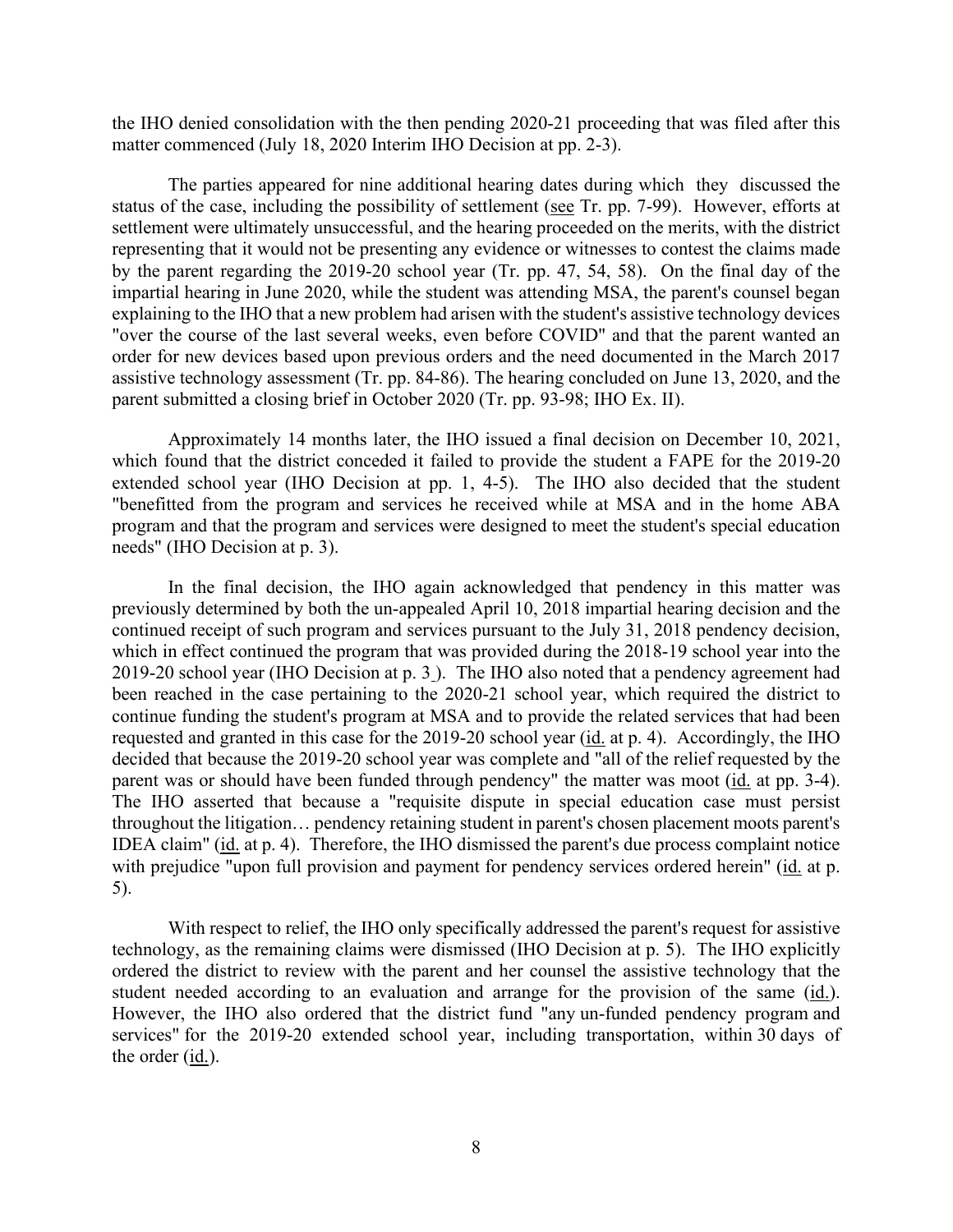the IHO denied consolidation with the then pending 2020-21 proceeding that was filed after this matter commenced (July 18, 2020 Interim IHO Decision at pp. 2-3).

The parties appeared for nine additional hearing dates during which they discussed the status of the case, including the possibility of settlement (see Tr. pp. 7-99). However, efforts at settlement were ultimately unsuccessful, and the hearing proceeded on the merits, with the district representing that it would not be presenting any evidence or witnesses to contest the claims made by the parent regarding the 2019-20 school year (Tr. pp. 47, 54, 58). On the final day of the impartial hearing in June 2020, while the student was attending MSA, the parent's counsel began explaining to the IHO that a new problem had arisen with the student's assistive technology devices "over the course of the last several weeks, even before COVID" and that the parent wanted an order for new devices based upon previous orders and the need documented in the March 2017 assistive technology assessment (Tr. pp. 84-86). The hearing concluded on June 13, 2020, and the parent submitted a closing brief in October 2020 (Tr. pp. 93-98; IHO Ex. II).

Approximately 14 months later, the IHO issued a final decision on December 10, 2021, which found that the district conceded it failed to provide the student a FAPE for the 2019-20 extended school year (IHO Decision at pp. 1, 4-5). The IHO also decided that the student "benefitted from the program and services he received while at MSA and in the home ABA program and that the program and services were designed to meet the student's special education needs" (IHO Decision at p. 3).

In the final decision, the IHO again acknowledged that pendency in this matter was previously determined by both the un-appealed April 10, 2018 impartial hearing decision and the continued receipt of such program and services pursuant to the July 31, 2018 pendency decision, which in effect continued the program that was provided during the 2018-19 school year into the 2019-20 school year (IHO Decision at p. 3). The IHO also noted that a pendency agreement had been reached in the case pertaining to the 2020-21 school year, which required the district to continue funding the student's program at MSA and to provide the related services that had been requested and granted in this case for the 2019-20 school year (id. at p. 4). Accordingly, the IHO decided that because the 2019-20 school year was complete and "all of the relief requested by the parent was or should have been funded through pendency" the matter was moot (id. at pp. 3-4). The IHO asserted that because a "requisite dispute in special education case must persist throughout the litigation… pendency retaining student in parent's chosen placement moots parent's IDEA claim" (id. at p. 4). Therefore, the IHO dismissed the parent's due process complaint notice with prejudice "upon full provision and payment for pendency services ordered herein" (id. at p. 5).

With respect to relief, the IHO only specifically addressed the parent's request for assistive technology, as the remaining claims were dismissed (IHO Decision at p. 5). The IHO explicitly ordered the district to review with the parent and her counsel the assistive technology that the student needed according to an evaluation and arrange for the provision of the same (id.). However, the IHO also ordered that the district fund "any un-funded pendency program and services" for the 2019-20 extended school year, including transportation, within 30 days of the order (id.).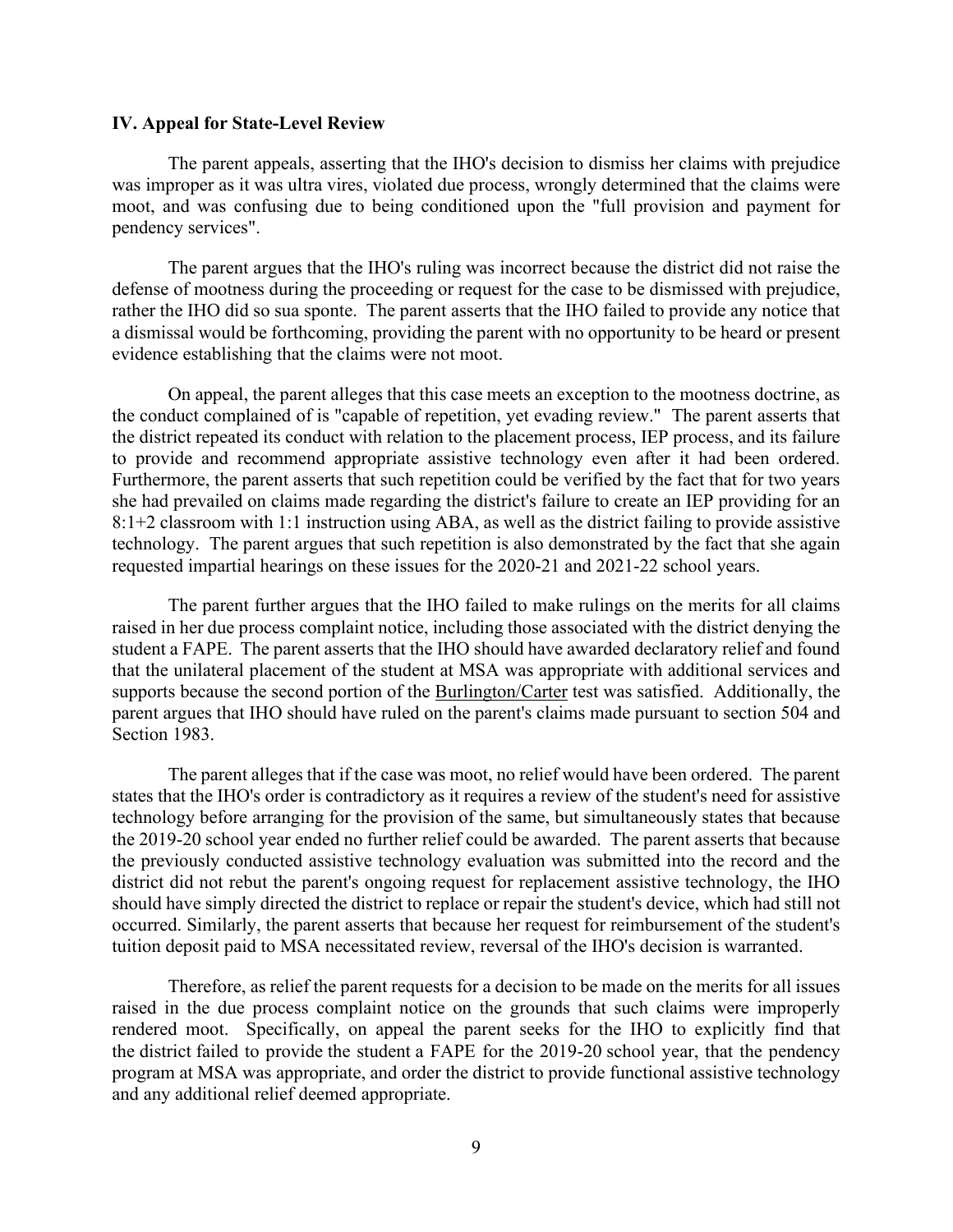### IV. Appeal for State-Level Review

The parent appeals, asserting that the IHO's decision to dismiss her claims with prejudice was improper as it was ultra vires, violated due process, wrongly determined that the claims were moot, and was confusing due to being conditioned upon the "full provision and payment for pendency services".

The parent argues that the IHO's ruling was incorrect because the district did not raise the defense of mootness during the proceeding or request for the case to be dismissed with prejudice, rather the IHO did so sua sponte. The parent asserts that the IHO failed to provide any notice that a dismissal would be forthcoming, providing the parent with no opportunity to be heard or present evidence establishing that the claims were not moot.

On appeal, the parent alleges that this case meets an exception to the mootness doctrine, as the conduct complained of is "capable of repetition, yet evading review." The parent asserts that the district repeated its conduct with relation to the placement process, IEP process, and its failure to provide and recommend appropriate assistive technology even after it had been ordered. Furthermore, the parent asserts that such repetition could be verified by the fact that for two years she had prevailed on claims made regarding the district's failure to create an IEP providing for an 8:1+2 classroom with 1:1 instruction using ABA, as well as the district failing to provide assistive technology. The parent argues that such repetition is also demonstrated by the fact that she again requested impartial hearings on these issues for the 2020-21 and 2021-22 school years.

The parent further argues that the IHO failed to make rulings on the merits for all claims raised in her due process complaint notice, including those associated with the district denying the student a FAPE. The parent asserts that the IHO should have awarded declaratory relief and found that the unilateral placement of the student at MSA was appropriate with additional services and supports because the second portion of the Burlington/Carter test was satisfied. Additionally, the parent argues that IHO should have ruled on the parent's claims made pursuant to section 504 and Section 1983.

The parent alleges that if the case was moot, no relief would have been ordered. The parent states that the IHO's order is contradictory as it requires a review of the student's need for assistive technology before arranging for the provision of the same, but simultaneously states that because the 2019-20 school year ended no further relief could be awarded. The parent asserts that because the previously conducted assistive technology evaluation was submitted into the record and the district did not rebut the parent's ongoing request for replacement assistive technology, the IHO should have simply directed the district to replace or repair the student's device, which had still not occurred. Similarly, the parent asserts that because her request for reimbursement of the student's tuition deposit paid to MSA necessitated review, reversal of the IHO's decision is warranted.

Therefore, as relief the parent requests for a decision to be made on the merits for all issues raised in the due process complaint notice on the grounds that such claims were improperly rendered moot. Specifically, on appeal the parent seeks for the IHO to explicitly find that the district failed to provide the student a FAPE for the 2019-20 school year, that the pendency program at MSA was appropriate, and order the district to provide functional assistive technology and any additional relief deemed appropriate.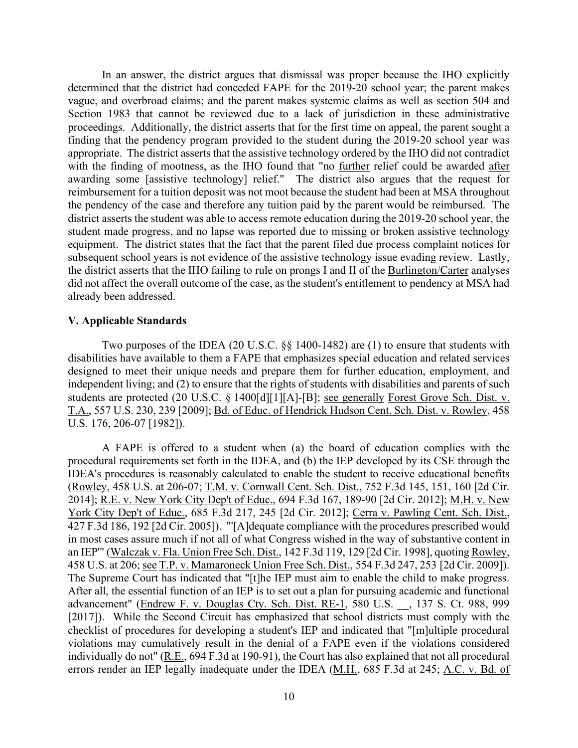In an answer, the district argues that dismissal was proper because the IHO explicitly determined that the district had conceded FAPE for the 2019-20 school year; the parent makes vague, and overbroad claims; and the parent makes systemic claims as well as section 504 and Section 1983 that cannot be reviewed due to a lack of jurisdiction in these administrative proceedings. Additionally, the district asserts that for the first time on appeal, the parent sought a finding that the pendency program provided to the student during the 2019-20 school year was appropriate. The district asserts that the assistive technology ordered by the IHO did not contradict with the finding of mootness, as the IHO found that "no further relief could be awarded after awarding some [assistive technology] relief." The district also argues that the request for reimbursement for a tuition deposit was not moot because the student had been at MSA throughout the pendency of the case and therefore any tuition paid by the parent would be reimbursed. The district asserts the student was able to access remote education during the 2019-20 school year, the student made progress, and no lapse was reported due to missing or broken assistive technology equipment. The district states that the fact that the parent filed due process complaint notices for subsequent school years is not evidence of the assistive technology issue evading review. Lastly, the district asserts that the IHO failing to rule on prongs I and II of the Burlington/Carter analyses did not affect the overall outcome of the case, as the student's entitlement to pendency at MSA had already been addressed.

## V. Applicable Standards

Two purposes of the IDEA (20 U.S.C. §§ 1400-1482) are (1) to ensure that students with disabilities have available to them a FAPE that emphasizes special education and related services designed to meet their unique needs and prepare them for further education, employment, and independent living; and (2) to ensure that the rights of students with disabilities and parents of such students are protected (20 U.S.C. § 1400[d][1][A]-[B]; see generally Forest Grove Sch. Dist. v. T.A., 557 U.S. 230, 239 [2009]; Bd. of Educ. of Hendrick Hudson Cent. Sch. Dist. v. Rowley, 458 U.S. 176, 206-07 [1982]).

A FAPE is offered to a student when (a) the board of education complies with the procedural requirements set forth in the IDEA, and (b) the IEP developed by its CSE through the IDEA's procedures is reasonably calculated to enable the student to receive educational benefits (Rowley, 458 U.S. at 206-07; T.M. v. Cornwall Cent. Sch. Dist., 752 F.3d 145, 151, 160 [2d Cir. 2014]; R.E. v. New York City Dep't of Educ., 694 F.3d 167, 189-90 [2d Cir. 2012]; M.H. v. New York City Dep't of Educ., 685 F.3d 217, 245 [2d Cir. 2012]; Cerra v. Pawling Cent. Sch. Dist., 427 F.3d 186, 192 [2d Cir. 2005]). "'[A]dequate compliance with the procedures prescribed would in most cases assure much if not all of what Congress wished in the way of substantive content in an IEP'" (Walczak v. Fla. Union Free Sch. Dist., 142 F.3d 119, 129 [2d Cir. 1998], quoting Rowley, 458 U.S. at 206; see T.P. v. Mamaroneck Union Free Sch. Dist., 554 F.3d 247, 253 [2d Cir. 2009]). The Supreme Court has indicated that "[t]he IEP must aim to enable the child to make progress. After all, the essential function of an IEP is to set out a plan for pursuing academic and functional advancement" (Endrew F. v. Douglas Cty. Sch. Dist. RE-1, 580 U.S. __, 137 S. Ct. 988, 999 [2017]). While the Second Circuit has emphasized that school districts must comply with the checklist of procedures for developing a student's IEP and indicated that "[m]ultiple procedural violations may cumulatively result in the denial of a FAPE even if the violations considered individually do not" (R.E., 694 F.3d at 190-91), the Court has also explained that not all procedural errors render an IEP legally inadequate under the IDEA (M.H., 685 F.3d at 245; A.C. v. Bd. of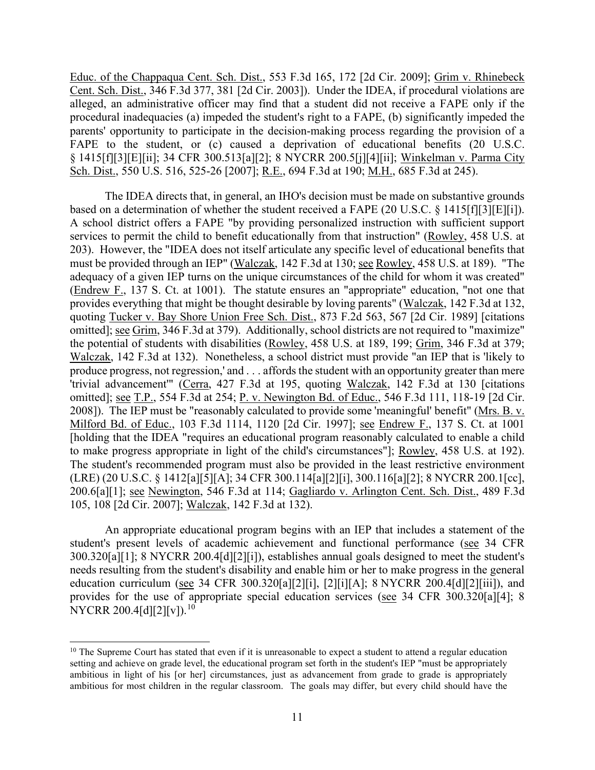Educ. of the Chappaqua Cent. Sch. Dist., 553 F.3d 165, 172 [2d Cir. 2009]; Grim v. Rhinebeck Cent. Sch. Dist., 346 F.3d 377, 381 [2d Cir. 2003]). Under the IDEA, if procedural violations are alleged, an administrative officer may find that a student did not receive a FAPE only if the procedural inadequacies (a) impeded the student's right to a FAPE, (b) significantly impeded the parents' opportunity to participate in the decision-making process regarding the provision of a FAPE to the student, or (c) caused a deprivation of educational benefits (20 U.S.C. § 1415[f][3][E][ii]; 34 CFR 300.513[a][2]; 8 NYCRR 200.5[j][4][ii]; Winkelman v. Parma City Sch. Dist., 550 U.S. 516, 525-26 [2007]; R.E., 694 F.3d at 190; M.H., 685 F.3d at 245).

The IDEA directs that, in general, an IHO's decision must be made on substantive grounds based on a determination of whether the student received a FAPE (20 U.S.C. § 1415[f][3][E][i]). A school district offers a FAPE "by providing personalized instruction with sufficient support services to permit the child to benefit educationally from that instruction" (Rowley, 458 U.S. at 203). However, the "IDEA does not itself articulate any specific level of educational benefits that must be provided through an IEP" (Walczak, 142 F.3d at 130; see Rowley, 458 U.S. at 189). "The adequacy of a given IEP turns on the unique circumstances of the child for whom it was created" (Endrew F., 137 S. Ct. at 1001). The statute ensures an "appropriate" education, "not one that provides everything that might be thought desirable by loving parents" (Walczak, 142 F.3d at 132, quoting Tucker v. Bay Shore Union Free Sch. Dist., 873 F.2d 563, 567 [2d Cir. 1989] [citations omitted]; see Grim, 346 F.3d at 379). Additionally, school districts are not required to "maximize" the potential of students with disabilities (Rowley, 458 U.S. at 189, 199; Grim, 346 F.3d at 379; Walczak, 142 F.3d at 132). Nonetheless, a school district must provide "an IEP that is 'likely to produce progress, not regression,' and . . . affords the student with an opportunity greater than mere 'trivial advancement'" (Cerra, 427 F.3d at 195, quoting Walczak, 142 F.3d at 130 [citations omitted]; see T.P., 554 F.3d at 254; P. v. Newington Bd. of Educ., 546 F.3d 111, 118-19 [2d Cir. 2008]). The IEP must be "reasonably calculated to provide some 'meaningful' benefit" (Mrs. B. v. Milford Bd. of Educ., 103 F.3d 1114, 1120 [2d Cir. 1997]; see Endrew F., 137 S. Ct. at 1001 [holding that the IDEA "requires an educational program reasonably calculated to enable a child to make progress appropriate in light of the child's circumstances"]; Rowley, 458 U.S. at 192). The student's recommended program must also be provided in the least restrictive environment (LRE) (20 U.S.C. § 1412[a][5][A]; 34 CFR 300.114[a][2][i], 300.116[a][2]; 8 NYCRR 200.1[cc], 200.6[a][1]; see Newington, 546 F.3d at 114; Gagliardo v. Arlington Cent. Sch. Dist., 489 F.3d 105, 108 [2d Cir. 2007]; Walczak, 142 F.3d at 132).

An appropriate educational program begins with an IEP that includes a statement of the student's present levels of academic achievement and functional performance (see 34 CFR 300.320[a][1]; 8 NYCRR 200.4[d][2][i]), establishes annual goals designed to meet the student's needs resulting from the student's disability and enable him or her to make progress in the general education curriculum (see 34 CFR 300.320[a][2][i], [2][i][A]; 8 NYCRR 200.4[d][2][iii]), and provides for the use of appropriate special education services (see 34 CFR 300.320[a][4]; 8 NYCRR 200.4[d][2][v]).[10]

[10] The Supreme Court has stated that even if it is unreasonable to expect a student to attend a regular education setting and achieve on grade level, the educational program set forth in the student's IEP "must be appropriately ambitious in light of his [or her] circumstances, just as advancement from grade to grade is appropriately ambitious for most children in the regular classroom. The goals may differ, but every child should have the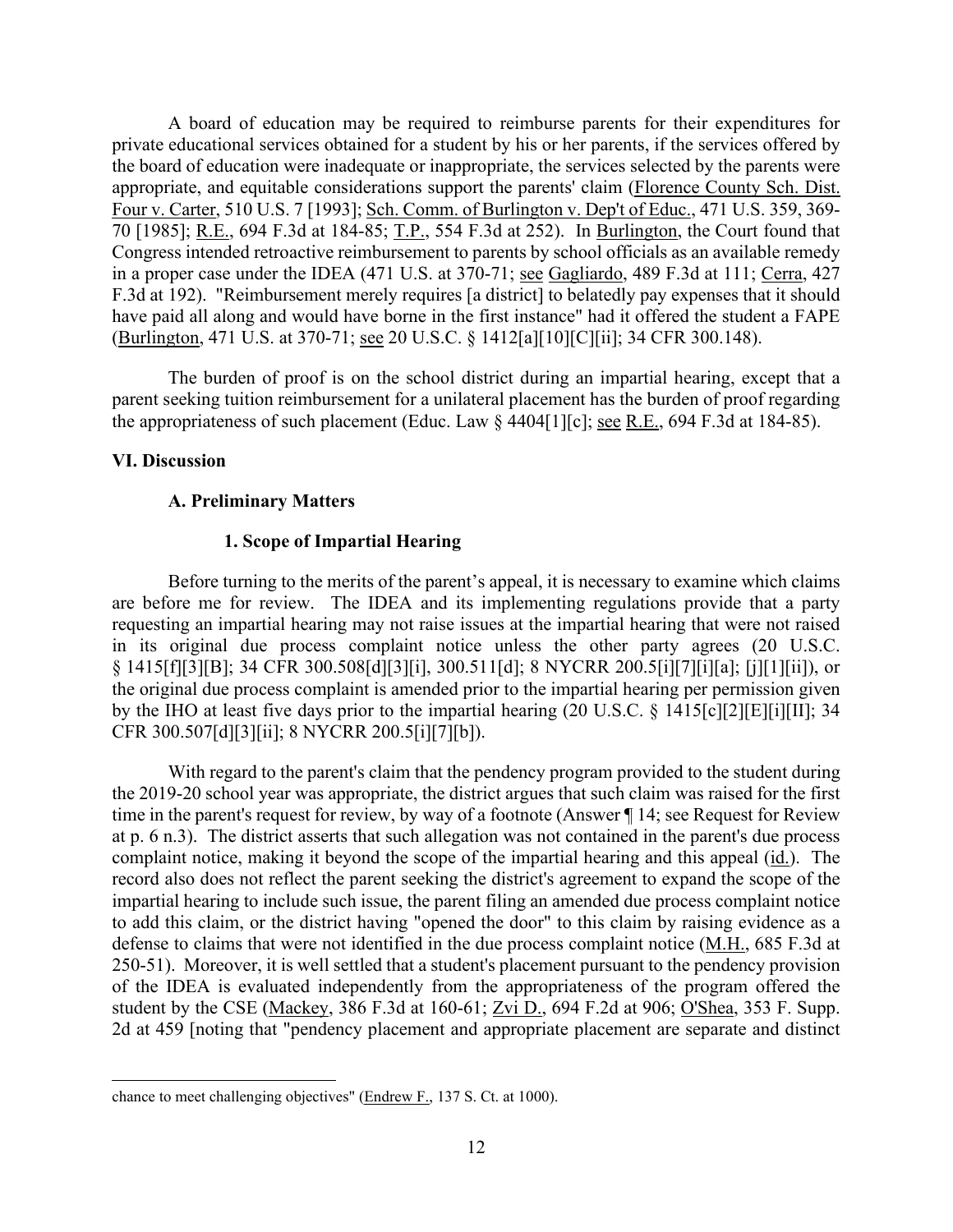A board of education may be required to reimburse parents for their expenditures for private educational services obtained for a student by his or her parents, if the services offered by the board of education were inadequate or inappropriate, the services selected by the parents were appropriate, and equitable considerations support the parents' claim (Florence County Sch. Dist. Four v. Carter, 510 U.S. 7 [1993]; Sch. Comm. of Burlington v. Dep't of Educ., 471 U.S. 359, 369-70 [1985]; R.E., 694 F.3d at 184-85; T.P., 554 F.3d at 252). In Burlington, the Court found that Congress intended retroactive reimbursement to parents by school officials as an available remedy in a proper case under the IDEA (471 U.S. at 370-71; see Gagliardo, 489 F.3d at 111; Cerra, 427 F.3d at 192). "Reimbursement merely requires [a district] to belatedly pay expenses that it should have paid all along and would have borne in the first instance" had it offered the student a FAPE (Burlington, 471 U.S. at 370-71; see 20 U.S.C. § 1412[a][10][C][ii]; 34 CFR 300.148).

The burden of proof is on the school district during an impartial hearing, except that a parent seeking tuition reimbursement for a unilateral placement has the burden of proof regarding the appropriateness of such placement (Educ. Law § 4404[1][c]; see R.E., 694 F.3d at 184-85).

## VI. Discussion

### A. Preliminary Matters

#### 1. Scope of Impartial Hearing

Before turning to the merits of the parent's appeal, it is necessary to examine which claims are before me for review. The IDEA and its implementing regulations provide that a party requesting an impartial hearing may not raise issues at the impartial hearing that were not raised in its original due process complaint notice unless the other party agrees (20 U.S.C. § 1415[f][3][B]; 34 CFR 300.508[d][3][i], 300.511[d]; 8 NYCRR 200.5[i][7][i][a]; [j][1][ii]), or the original due process complaint is amended prior to the impartial hearing per permission given by the IHO at least five days prior to the impartial hearing (20 U.S.C. § 1415[c][2][E][i][II]; 34 CFR 300.507[d][3][ii]; 8 NYCRR 200.5[i][7][b]).

With regard to the parent's claim that the pendency program provided to the student during the 2019-20 school year was appropriate, the district argues that such claim was raised for the first time in the parent's request for review, by way of a footnote (Answer ¶ 14; see Request for Review at p. 6 n.3). The district asserts that such allegation was not contained in the parent's due process complaint notice, making it beyond the scope of the impartial hearing and this appeal (id.). The record also does not reflect the parent seeking the district's agreement to expand the scope of the impartial hearing to include such issue, the parent filing an amended due process complaint notice to add this claim, or the district having "opened the door" to this claim by raising evidence as a defense to claims that were not identified in the due process complaint notice (M.H., 685 F.3d at 250-51). Moreover, it is well settled that a student's placement pursuant to the pendency provision of the IDEA is evaluated independently from the appropriateness of the program offered the student by the CSE (Mackey, 386 F.3d at 160-61; Zvi D., 694 F.2d at 906; O'Shea, 353 F. Supp. 2d at 459 [noting that "pendency placement and appropriate placement are separate and distinct

chance to meet challenging objectives" (Endrew F., 137 S. Ct. at 1000).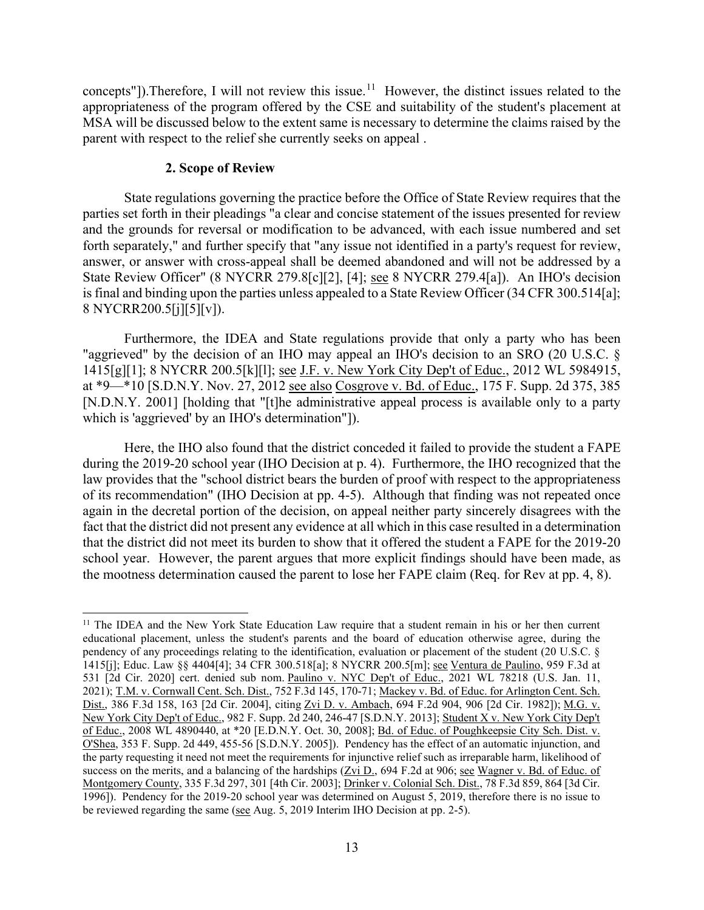concepts"]).Therefore, I will not review this issue.[11] However, the distinct issues related to the appropriateness of the program offered by the CSE and suitability of the student's placement at MSA will be discussed below to the extent same is necessary to determine the claims raised by the parent with respect to the relief she currently seeks on appeal .

### 2. Scope of Review

State regulations governing the practice before the Office of State Review requires that the parties set forth in their pleadings "a clear and concise statement of the issues presented for review and the grounds for reversal or modification to be advanced, with each issue numbered and set forth separately," and further specify that "any issue not identified in a party's request for review, answer, or answer with cross-appeal shall be deemed abandoned and will not be addressed by a State Review Officer" (8 NYCRR 279.8[c][2], [4]; see 8 NYCRR 279.4[a]). An IHO's decision is final and binding upon the parties unless appealed to a State Review Officer (34 CFR 300.514[a]; 8 NYCRR200.5[j][5][v]).

Furthermore, the IDEA and State regulations provide that only a party who has been "aggrieved" by the decision of an IHO may appeal an IHO's decision to an SRO (20 U.S.C. § 1415[g][1]; 8 NYCRR 200.5[k][l]; see J.F. v. New York City Dep't of Educ., 2012 WL 5984915, at *9—*10 [S.D.N.Y. Nov. 27, 2012 see also Cosgrove v. Bd. of Educ., 175 F. Supp. 2d 375, 385 [N.D.N.Y. 2001] [holding that "[t]he administrative appeal process is available only to a party which is 'aggrieved' by an IHO's determination"]).

Here, the IHO also found that the district conceded it failed to provide the student a FAPE during the 2019-20 school year (IHO Decision at p. 4). Furthermore, the IHO recognized that the law provides that the "school district bears the burden of proof with respect to the appropriateness of its recommendation" (IHO Decision at pp. 4-5). Although that finding was not repeated once again in the decretal portion of the decision, on appeal neither party sincerely disagrees with the fact that the district did not present any evidence at all which in this case resulted in a determination that the district did not meet its burden to show that it offered the student a FAPE for the 2019-20 school year. However, the parent argues that more explicit findings should have been made, as the mootness determination caused the parent to lose her FAPE claim (Req. for Rev at pp. 4, 8).

---

[11] The IDEA and the New York State Education Law require that a student remain in his or her then current educational placement, unless the student's parents and the board of education otherwise agree, during the pendency of any proceedings relating to the identification, evaluation or placement of the student (20 U.S.C. § 1415[j]; Educ. Law §§ 4404[4]; 34 CFR 300.518[a]; 8 NYCRR 200.5[m]; see Ventura de Paulino, 959 F.3d at 531 [2d Cir. 2020] cert. denied sub nom. Paulino v. NYC Dep't of Educ., 2021 WL 78218 (U.S. Jan. 11, 2021); T.M. v. Cornwall Cent. Sch. Dist., 752 F.3d 145, 170-71; Mackey v. Bd. of Educ. for Arlington Cent. Sch. Dist., 386 F.3d 158, 163 [2d Cir. 2004], citing Zvi D. v. Ambach, 694 F.2d 904, 906 [2d Cir. 1982]); M.G. v. New York City Dep't of Educ., 982 F. Supp. 2d 240, 246-47 [S.D.N.Y. 2013]; Student X v. New York City Dep't of Educ., 2008 WL 4890440, at *20 [E.D.N.Y. Oct. 30, 2008]; Bd. of Educ. of Poughkeepsie City Sch. Dist. v. O'Shea, 353 F. Supp. 2d 449, 455-56 [S.D.N.Y. 2005]). Pendency has the effect of an automatic injunction, and the party requesting it need not meet the requirements for injunctive relief such as irreparable harm, likelihood of success on the merits, and a balancing of the hardships (Zvi D., 694 F.2d at 906; see Wagner v. Bd. of Educ. of Montgomery County, 335 F.3d 297, 301 [4th Cir. 2003]; Drinker v. Colonial Sch. Dist., 78 F.3d 859, 864 [3d Cir. 1996]). Pendency for the 2019-20 school year was determined on August 5, 2019, therefore there is no issue to be reviewed regarding the same (see Aug. 5, 2019 Interim IHO Decision at pp. 2-5).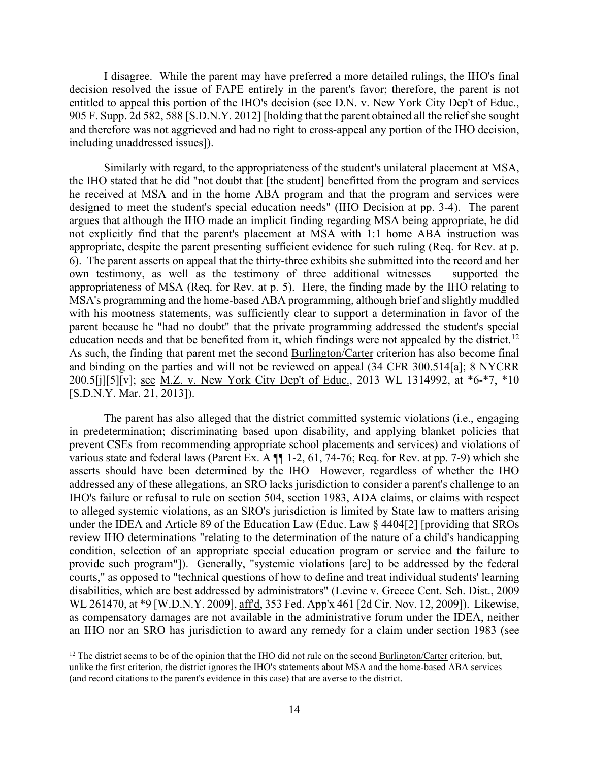I disagree. While the parent may have preferred a more detailed rulings, the IHO's final decision resolved the issue of FAPE entirely in the parent's favor; therefore, the parent is not entitled to appeal this portion of the IHO's decision (see D.N. v. New York City Dep't of Educ., 905 F. Supp. 2d 582, 588 [S.D.N.Y. 2012] [holding that the parent obtained all the relief she sought and therefore was not aggrieved and had no right to cross-appeal any portion of the IHO decision, including unaddressed issues]).

Similarly with regard, to the appropriateness of the student's unilateral placement at MSA, the IHO stated that he did "not doubt that [the student] benefitted from the program and services he received at MSA and in the home ABA program and that the program and services were designed to meet the student's special education needs" (IHO Decision at pp. 3-4). The parent argues that although the IHO made an implicit finding regarding MSA being appropriate, he did not explicitly find that the parent's placement at MSA with 1:1 home ABA instruction was appropriate, despite the parent presenting sufficient evidence for such ruling (Req. for Rev. at p. 6). The parent asserts on appeal that the thirty-three exhibits she submitted into the record and her own testimony, as well as the testimony of three additional witnesses supported the appropriateness of MSA (Req. for Rev. at p. 5). Here, the finding made by the IHO relating to MSA's programming and the home-based ABA programming, although brief and slightly muddled with his mootness statements, was sufficiently clear to support a determination in favor of the parent because he "had no doubt" that the private programming addressed the student's special education needs and that be benefited from it, which findings were not appealed by the district.[12] As such, the finding that parent met the second Burlington/Carter criterion has also become final and binding on the parties and will not be reviewed on appeal (34 CFR 300.514[a]; 8 NYCRR 200.5[j][5][v]; see M.Z. v. New York City Dep't of Educ., 2013 WL 1314992, at *6-*7, *10 [S.D.N.Y. Mar. 21, 2013]).

The parent has also alleged that the district committed systemic violations (i.e., engaging in predetermination; discriminating based upon disability, and applying blanket policies that prevent CSEs from recommending appropriate school placements and services) and violations of various state and federal laws (Parent Ex. A ¶¶ 1-2, 61, 74-76; Req. for Rev. at pp. 7-9) which she asserts should have been determined by the IHO However, regardless of whether the IHO addressed any of these allegations, an SRO lacks jurisdiction to consider a parent's challenge to an IHO's failure or refusal to rule on section 504, section 1983, ADA claims, or claims with respect to alleged systemic violations, as an SRO's jurisdiction is limited by State law to matters arising under the IDEA and Article 89 of the Education Law (Educ. Law § 4404[2] [providing that SROs review IHO determinations "relating to the determination of the nature of a child's handicapping condition, selection of an appropriate special education program or service and the failure to provide such program"]). Generally, "systemic violations [are] to be addressed by the federal courts," as opposed to "technical questions of how to define and treat individual students' learning disabilities, which are best addressed by administrators" (Levine v. Greece Cent. Sch. Dist., 2009 WL 261470, at *9 [W.D.N.Y. 2009], aff'd, 353 Fed. App'x 461 [2d Cir. Nov. 12, 2009]). Likewise, as compensatory damages are not available in the administrative forum under the IDEA, neither an IHO nor an SRO has jurisdiction to award any remedy for a claim under section 1983 (see

[12] The district seems to be of the opinion that the IHO did not rule on the second Burlington/Carter criterion, but, unlike the first criterion, the district ignores the IHO's statements about MSA and the home-based ABA services (and record citations to the parent's evidence in this case) that are averse to the district.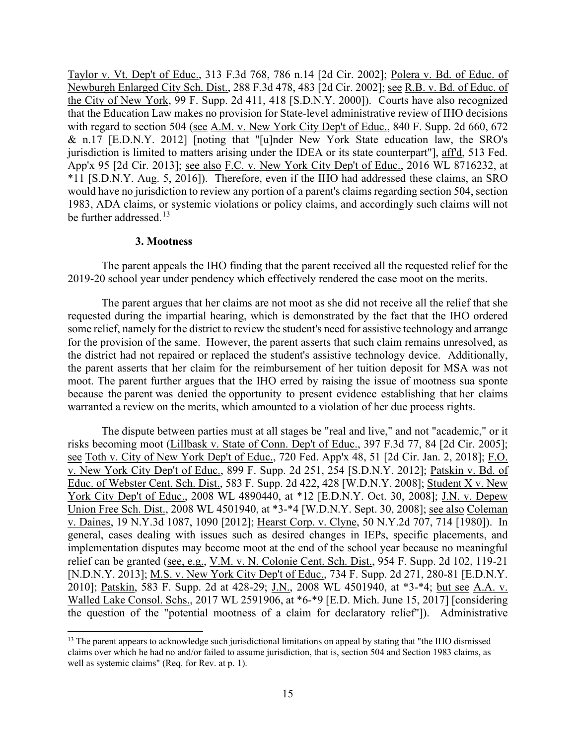Taylor v. Vt. Dep't of Educ., 313 F.3d 768, 786 n.14 [2d Cir. 2002]; Polera v. Bd. of Educ. of Newburgh Enlarged City Sch. Dist., 288 F.3d 478, 483 [2d Cir. 2002]; see R.B. v. Bd. of Educ. of the City of New York, 99 F. Supp. 2d 411, 418 [S.D.N.Y. 2000]). Courts have also recognized that the Education Law makes no provision for State-level administrative review of IHO decisions with regard to section 504 (see A.M. v. New York City Dep't of Educ., 840 F. Supp. 2d 660, 672 & n.17 [E.D.N.Y. 2012] [noting that "[u]nder New York State education law, the SRO's jurisdiction is limited to matters arising under the IDEA or its state counterpart"], aff'd, 513 Fed. App'x 95 [2d Cir. 2013]; see also F.C. v. New York City Dep't of Educ., 2016 WL 8716232, at *11 [S.D.N.Y. Aug. 5, 2016]). Therefore, even if the IHO had addressed these claims, an SRO would have no jurisdiction to review any portion of a parent's claims regarding section 504, section 1983, ADA claims, or systemic violations or policy claims, and accordingly such claims will not be further addressed.[13]

### 3. Mootness

The parent appeals the IHO finding that the parent received all the requested relief for the 2019-20 school year under pendency which effectively rendered the case moot on the merits.

The parent argues that her claims are not moot as she did not receive all the relief that she requested during the impartial hearing, which is demonstrated by the fact that the IHO ordered some relief, namely for the district to review the student's need for assistive technology and arrange for the provision of the same. However, the parent asserts that such claim remains unresolved, as the district had not repaired or replaced the student's assistive technology device. Additionally, the parent asserts that her claim for the reimbursement of her tuition deposit for MSA was not moot. The parent further argues that the IHO erred by raising the issue of mootness sua sponte because the parent was denied the opportunity to present evidence establishing that her claims warranted a review on the merits, which amounted to a violation of her due process rights.

The dispute between parties must at all stages be "real and live," and not "academic," or it risks becoming moot (Lillbask v. State of Conn. Dep't of Educ., 397 F.3d 77, 84 [2d Cir. 2005]; see Toth v. City of New York Dep't of Educ., 720 Fed. App'x 48, 51 [2d Cir. Jan. 2, 2018]; F.O. v. New York City Dep't of Educ., 899 F. Supp. 2d 251, 254 [S.D.N.Y. 2012]; Patskin v. Bd. of Educ. of Webster Cent. Sch. Dist., 583 F. Supp. 2d 422, 428 [W.D.N.Y. 2008]; Student X v. New York City Dep't of Educ., 2008 WL 4890440, at *12 [E.D.N.Y. Oct. 30, 2008]; J.N. v. Depew Union Free Sch. Dist., 2008 WL 4501940, at *3-*4 [W.D.N.Y. Sept. 30, 2008]; see also Coleman v. Daines, 19 N.Y.3d 1087, 1090 [2012]; Hearst Corp. v. Clyne, 50 N.Y.2d 707, 714 [1980]). In general, cases dealing with issues such as desired changes in IEPs, specific placements, and implementation disputes may become moot at the end of the school year because no meaningful relief can be granted (see, e.g., V.M. v. N. Colonie Cent. Sch. Dist., 954 F. Supp. 2d 102, 119-21 [N.D.N.Y. 2013]; M.S. v. New York City Dep't of Educ., 734 F. Supp. 2d 271, 280-81 [E.D.N.Y. 2010]; Patskin, 583 F. Supp. 2d at 428-29; J.N., 2008 WL 4501940, at *3-*4; but see A.A. v. Walled Lake Consol. Schs., 2017 WL 2591906, at *6-*9 [E.D. Mich. June 15, 2017] [considering the question of the "potential mootness of a claim for declaratory relief"]). Administrative

[13] The parent appears to acknowledge such jurisdictional limitations on appeal by stating that "the IHO dismissed claims over which he had no and/or failed to assume jurisdiction, that is, section 504 and Section 1983 claims, as well as systemic claims" (Req. for Rev. at p. 1).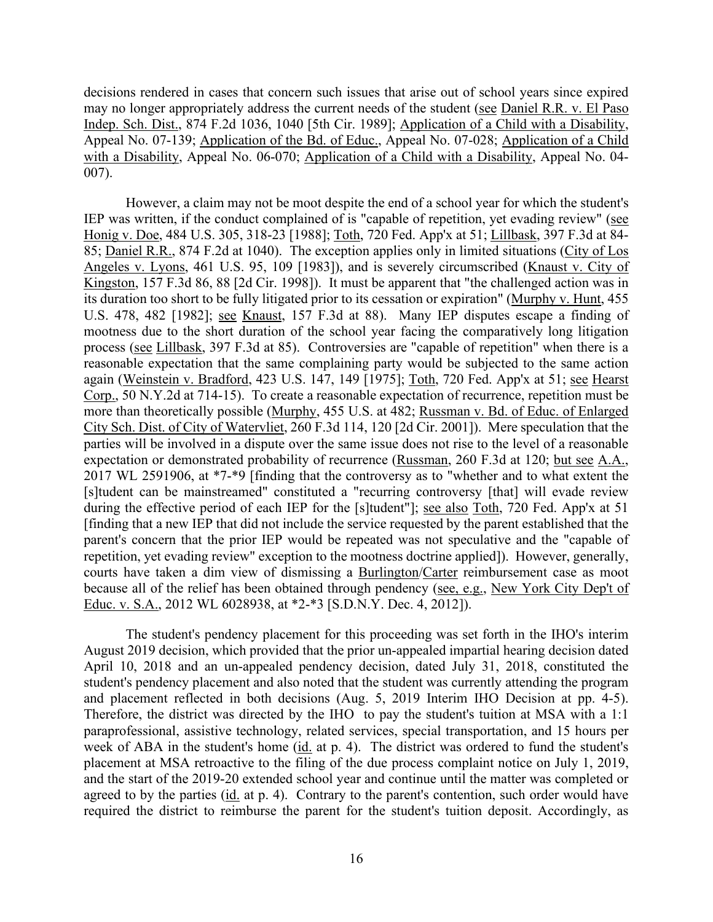decisions rendered in cases that concern such issues that arise out of school years since expired may no longer appropriately address the current needs of the student (see Daniel R.R. v. El Paso Indep. Sch. Dist., 874 F.2d 1036, 1040 [5th Cir. 1989]; Application of a Child with a Disability, Appeal No. 07-139; Application of the Bd. of Educ., Appeal No. 07-028; Application of a Child with a Disability, Appeal No. 06-070; Application of a Child with a Disability, Appeal No. 04-007).

However, a claim may not be moot despite the end of a school year for which the student's IEP was written, if the conduct complained of is "capable of repetition, yet evading review" (see Honig v. Doe, 484 U.S. 305, 318-23 [1988]; Toth, 720 Fed. App'x at 51; Lillbask, 397 F.3d at 84-85; Daniel R.R., 874 F.2d at 1040). The exception applies only in limited situations (City of Los Angeles v. Lyons, 461 U.S. 95, 109 [1983]), and is severely circumscribed (Knaust v. City of Kingston, 157 F.3d 86, 88 [2d Cir. 1998]). It must be apparent that "the challenged action was in its duration too short to be fully litigated prior to its cessation or expiration" (Murphy v. Hunt, 455 U.S. 478, 482 [1982]; see Knaust, 157 F.3d at 88). Many IEP disputes escape a finding of mootness due to the short duration of the school year facing the comparatively long litigation process (see Lillbask, 397 F.3d at 85). Controversies are "capable of repetition" when there is a reasonable expectation that the same complaining party would be subjected to the same action again (Weinstein v. Bradford, 423 U.S. 147, 149 [1975]; Toth, 720 Fed. App'x at 51; see Hearst Corp., 50 N.Y.2d at 714-15). To create a reasonable expectation of recurrence, repetition must be more than theoretically possible (Murphy, 455 U.S. at 482; Russman v. Bd. of Educ. of Enlarged City Sch. Dist. of City of Watervliet, 260 F.3d 114, 120 [2d Cir. 2001]). Mere speculation that the parties will be involved in a dispute over the same issue does not rise to the level of a reasonable expectation or demonstrated probability of recurrence (Russman, 260 F.3d at 120; but see A.A., 2017 WL 2591906, at *7-*9 [finding that the controversy as to "whether and to what extent the [s]tudent can be mainstreamed" constituted a "recurring controversy [that] will evade review during the effective period of each IEP for the [s]tudent"]; see also Toth, 720 Fed. App'x at 51 [finding that a new IEP that did not include the service requested by the parent established that the parent's concern that the prior IEP would be repeated was not speculative and the "capable of repetition, yet evading review" exception to the mootness doctrine applied]). However, generally, courts have taken a dim view of dismissing a Burlington/Carter reimbursement case as moot because all of the relief has been obtained through pendency (see, e.g., New York City Dep't of Educ. v. S.A., 2012 WL 6028938, at *2-*3 [S.D.N.Y. Dec. 4, 2012]).

The student's pendency placement for this proceeding was set forth in the IHO's interim August 2019 decision, which provided that the prior un-appealed impartial hearing decision dated April 10, 2018 and an un-appealed pendency decision, dated July 31, 2018, constituted the student's pendency placement and also noted that the student was currently attending the program and placement reflected in both decisions (Aug. 5, 2019 Interim IHO Decision at pp. 4-5). Therefore, the district was directed by the IHO to pay the student's tuition at MSA with a 1:1 paraprofessional, assistive technology, related services, special transportation, and 15 hours per week of ABA in the student's home (id. at p. 4). The district was ordered to fund the student's placement at MSA retroactive to the filing of the due process complaint notice on July 1, 2019, and the start of the 2019-20 extended school year and continue until the matter was completed or agreed to by the parties (id. at p. 4). Contrary to the parent's contention, such order would have required the district to reimburse the parent for the student's tuition deposit. Accordingly, as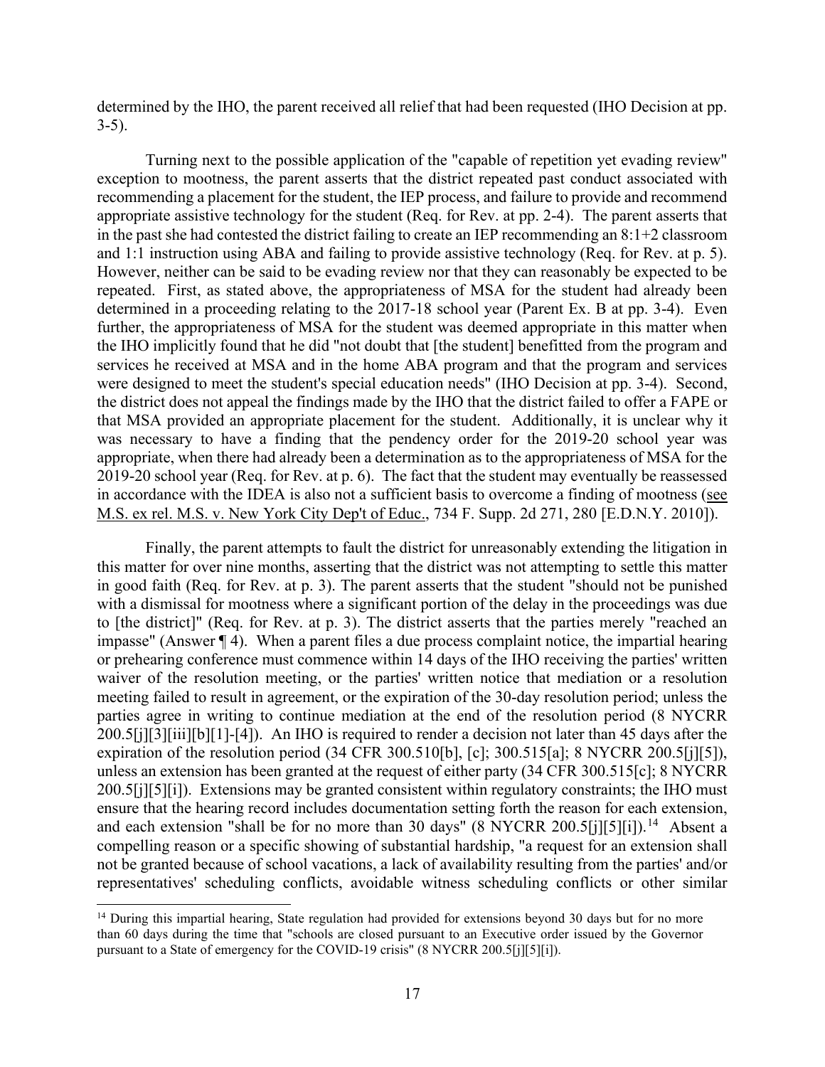determined by the IHO, the parent received all relief that had been requested (IHO Decision at pp. 3-5).

Turning next to the possible application of the "capable of repetition yet evading review" exception to mootness, the parent asserts that the district repeated past conduct associated with recommending a placement for the student, the IEP process, and failure to provide and recommend appropriate assistive technology for the student (Req. for Rev. at pp. 2-4). The parent asserts that in the past she had contested the district failing to create an IEP recommending an 8:1+2 classroom and 1:1 instruction using ABA and failing to provide assistive technology (Req. for Rev. at p. 5). However, neither can be said to be evading review nor that they can reasonably be expected to be repeated. First, as stated above, the appropriateness of MSA for the student had already been determined in a proceeding relating to the 2017-18 school year (Parent Ex. B at pp. 3-4). Even further, the appropriateness of MSA for the student was deemed appropriate in this matter when the IHO implicitly found that he did "not doubt that [the student] benefitted from the program and services he received at MSA and in the home ABA program and that the program and services were designed to meet the student's special education needs" (IHO Decision at pp. 3-4). Second, the district does not appeal the findings made by the IHO that the district failed to offer a FAPE or that MSA provided an appropriate placement for the student. Additionally, it is unclear why it was necessary to have a finding that the pendency order for the 2019-20 school year was appropriate, when there had already been a determination as to the appropriateness of MSA for the 2019-20 school year (Req. for Rev. at p. 6). The fact that the student may eventually be reassessed in accordance with the IDEA is also not a sufficient basis to overcome a finding of mootness (see M.S. ex rel. M.S. v. New York City Dep't of Educ., 734 F. Supp. 2d 271, 280 [E.D.N.Y. 2010]).

Finally, the parent attempts to fault the district for unreasonably extending the litigation in this matter for over nine months, asserting that the district was not attempting to settle this matter in good faith (Req. for Rev. at p. 3). The parent asserts that the student "should not be punished with a dismissal for mootness where a significant portion of the delay in the proceedings was due to [the district]" (Req. for Rev. at p. 3). The district asserts that the parties merely "reached an impasse" (Answer ¶ 4). When a parent files a due process complaint notice, the impartial hearing or prehearing conference must commence within 14 days of the IHO receiving the parties' written waiver of the resolution meeting, or the parties' written notice that mediation or a resolution meeting failed to result in agreement, or the expiration of the 30-day resolution period; unless the parties agree in writing to continue mediation at the end of the resolution period (8 NYCRR 200.5[j][3][iii][b][1]-[4]). An IHO is required to render a decision not later than 45 days after the expiration of the resolution period (34 CFR 300.510[b], [c]; 300.515[a]; 8 NYCRR 200.5[j][5]), unless an extension has been granted at the request of either party (34 CFR 300.515[c]; 8 NYCRR 200.5[j][5][i]). Extensions may be granted consistent within regulatory constraints; the IHO must ensure that the hearing record includes documentation setting forth the reason for each extension, and each extension "shall be for no more than 30 days" (8 NYCRR 200.5[j][5][i]).[14] Absent a compelling reason or a specific showing of substantial hardship, "a request for an extension shall not be granted because of school vacations, a lack of availability resulting from the parties' and/or representatives' scheduling conflicts, avoidable witness scheduling conflicts or other similar

[14] During this impartial hearing, State regulation had provided for extensions beyond 30 days but for no more than 60 days during the time that "schools are closed pursuant to an Executive order issued by the Governor pursuant to a State of emergency for the COVID-19 crisis" (8 NYCRR 200.5[j][5][i]).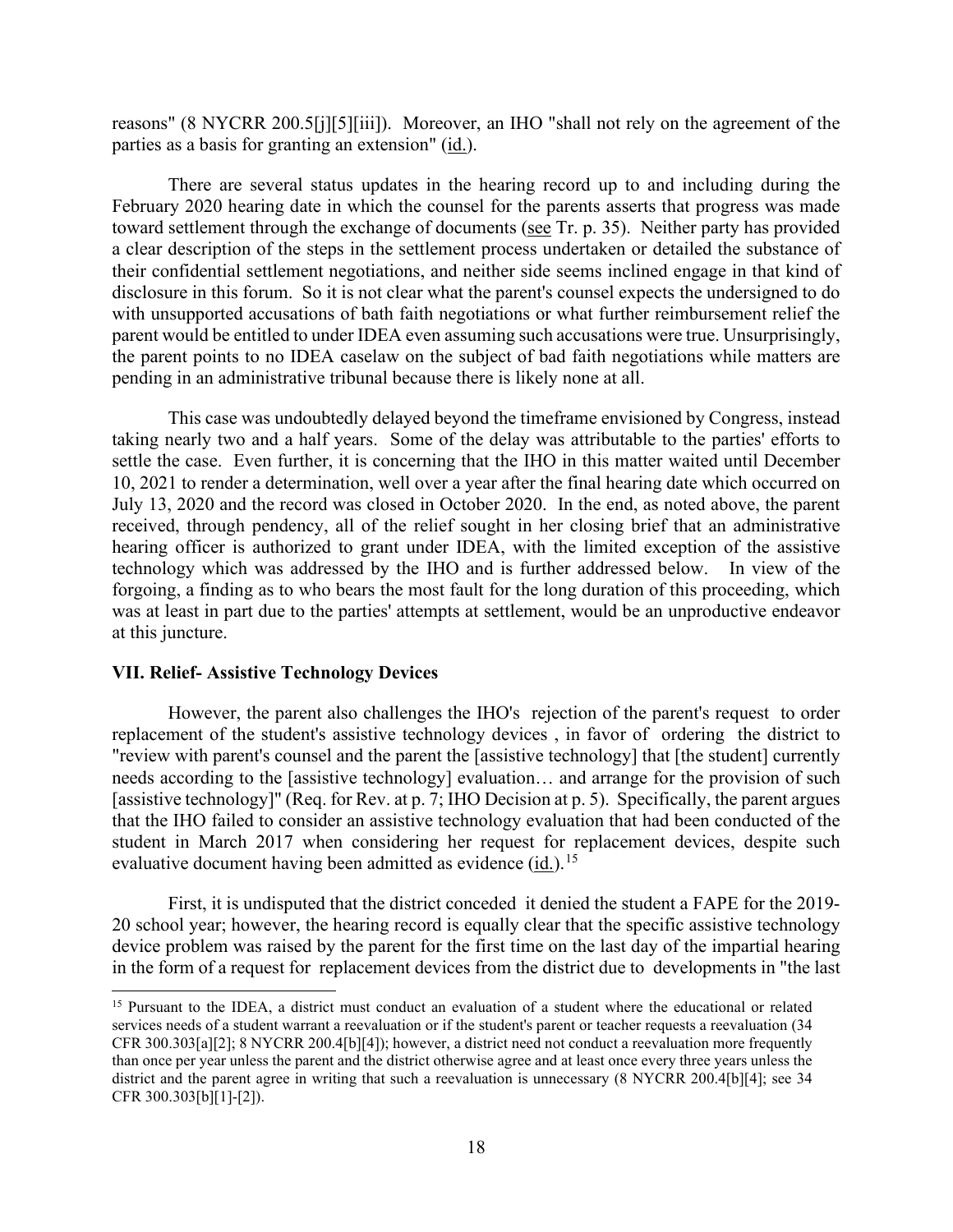reasons" (8 NYCRR 200.5[j][5][iii]). Moreover, an IHO "shall not rely on the agreement of the parties as a basis for granting an extension" (id.).

There are several status updates in the hearing record up to and including during the February 2020 hearing date in which the counsel for the parents asserts that progress was made toward settlement through the exchange of documents (see Tr. p. 35). Neither party has provided a clear description of the steps in the settlement process undertaken or detailed the substance of their confidential settlement negotiations, and neither side seems inclined engage in that kind of disclosure in this forum. So it is not clear what the parent's counsel expects the undersigned to do with unsupported accusations of bath faith negotiations or what further reimbursement relief the parent would be entitled to under IDEA even assuming such accusations were true. Unsurprisingly, the parent points to no IDEA caselaw on the subject of bad faith negotiations while matters are pending in an administrative tribunal because there is likely none at all.

This case was undoubtedly delayed beyond the timeframe envisioned by Congress, instead taking nearly two and a half years. Some of the delay was attributable to the parties' efforts to settle the case. Even further, it is concerning that the IHO in this matter waited until December 10, 2021 to render a determination, well over a year after the final hearing date which occurred on July 13, 2020 and the record was closed in October 2020. In the end, as noted above, the parent received, through pendency, all of the relief sought in her closing brief that an administrative hearing officer is authorized to grant under IDEA, with the limited exception of the assistive technology which was addressed by the IHO and is further addressed below. In view of the forgoing, a finding as to who bears the most fault for the long duration of this proceeding, which was at least in part due to the parties' attempts at settlement, would be an unproductive endeavor at this juncture.

**VII. Relief- Assistive Technology Devices**

However, the parent also challenges the IHO's rejection of the parent's request to order replacement of the student's assistive technology devices , in favor of ordering the district to "review with parent's counsel and the parent the [assistive technology] that [the student] currently needs according to the [assistive technology] evaluation… and arrange for the provision of such [assistive technology]" (Req. for Rev. at p. 7; IHO Decision at p. 5). Specifically, the parent argues that the IHO failed to consider an assistive technology evaluation that had been conducted of the student in March 2017 when considering her request for replacement devices, despite such evaluative document having been admitted as evidence (id.).[15]

First, it is undisputed that the district conceded it denied the student a FAPE for the 2019-20 school year; however, the hearing record is equally clear that the specific assistive technology device problem was raised by the parent for the first time on the last day of the impartial hearing in the form of a request for replacement devices from the district due to developments in "the last

[15] Pursuant to the IDEA, a district must conduct an evaluation of a student where the educational or related services needs of a student warrant a reevaluation or if the student's parent or teacher requests a reevaluation (34 CFR 300.303[a][2]; 8 NYCRR 200.4[b][4]); however, a district need not conduct a reevaluation more frequently than once per year unless the parent and the district otherwise agree and at least once every three years unless the district and the parent agree in writing that such a reevaluation is unnecessary (8 NYCRR 200.4[b][4]; see 34 CFR 300.303[b][1]-[2]).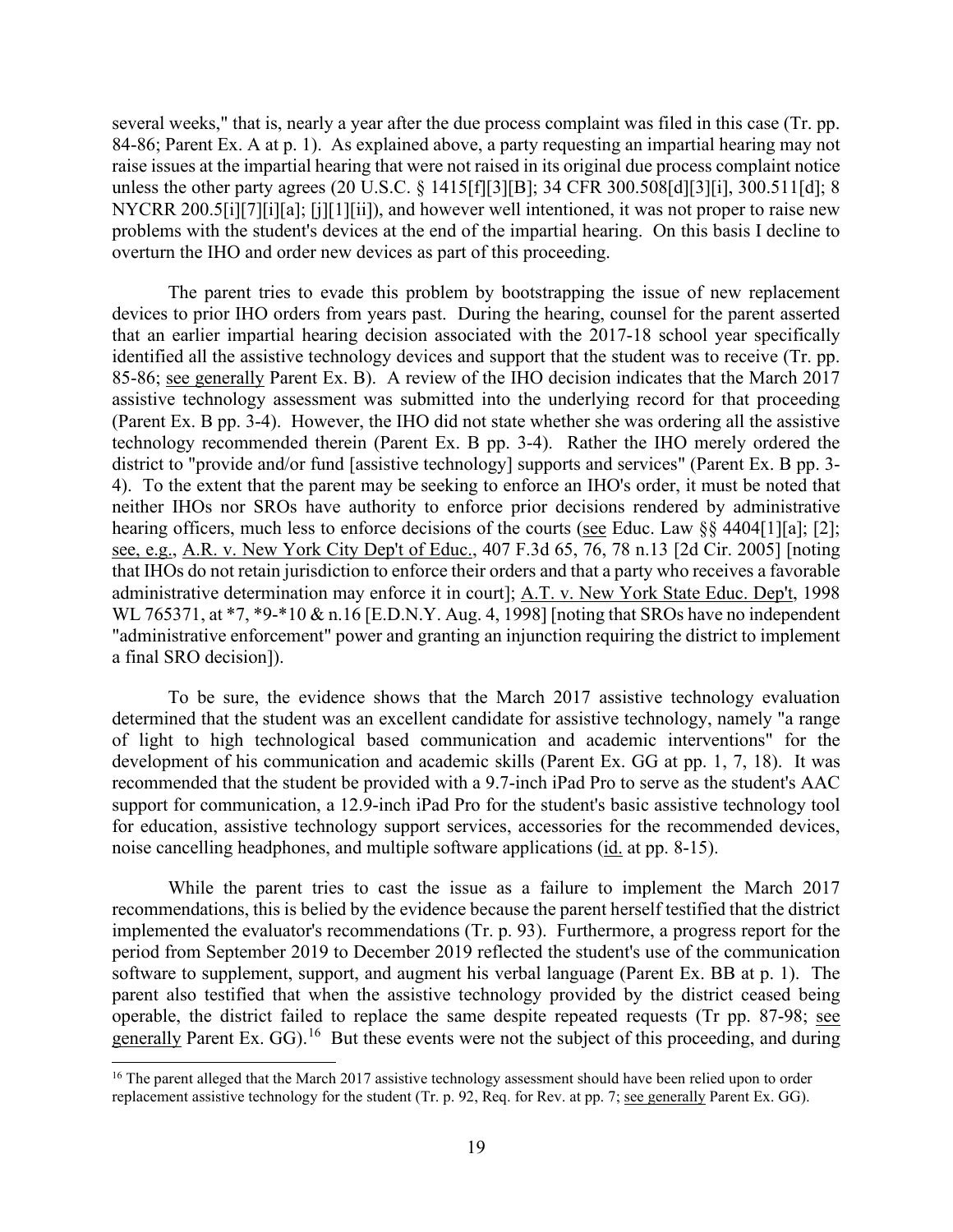several weeks," that is, nearly a year after the due process complaint was filed in this case (Tr. pp. 84-86; Parent Ex. A at p. 1). As explained above, a party requesting an impartial hearing may not raise issues at the impartial hearing that were not raised in its original due process complaint notice unless the other party agrees (20 U.S.C. § 1415[f][3][B]; 34 CFR 300.508[d][3][i], 300.511[d]; 8 NYCRR 200.5[i][7][i][a]; [j][1][ii]), and however well intentioned, it was not proper to raise new problems with the student's devices at the end of the impartial hearing. On this basis I decline to overturn the IHO and order new devices as part of this proceeding.

The parent tries to evade this problem by bootstrapping the issue of new replacement devices to prior IHO orders from years past. During the hearing, counsel for the parent asserted that an earlier impartial hearing decision associated with the 2017-18 school year specifically identified all the assistive technology devices and support that the student was to receive (Tr. pp. 85-86; see generally Parent Ex. B). A review of the IHO decision indicates that the March 2017 assistive technology assessment was submitted into the underlying record for that proceeding (Parent Ex. B pp. 3-4). However, the IHO did not state whether she was ordering all the assistive technology recommended therein (Parent Ex. B pp. 3-4). Rather the IHO merely ordered the district to "provide and/or fund [assistive technology] supports and services" (Parent Ex. B pp. 3-4). To the extent that the parent may be seeking to enforce an IHO's order, it must be noted that neither IHOs nor SROs have authority to enforce prior decisions rendered by administrative hearing officers, much less to enforce decisions of the courts (see Educ. Law §§ 4404[1][a]; [2]; see, e.g., A.R. v. New York City Dep't of Educ., 407 F.3d 65, 76, 78 n.13 [2d Cir. 2005] [noting that IHOs do not retain jurisdiction to enforce their orders and that a party who receives a favorable administrative determination may enforce it in court]; A.T. v. New York State Educ. Dep't, 1998 WL 765371, at *7, *9-*10 & n.16 [E.D.N.Y. Aug. 4, 1998] [noting that SROs have no independent "administrative enforcement" power and granting an injunction requiring the district to implement a final SRO decision]).

To be sure, the evidence shows that the March 2017 assistive technology evaluation determined that the student was an excellent candidate for assistive technology, namely "a range of light to high technological based communication and academic interventions" for the development of his communication and academic skills (Parent Ex. GG at pp. 1, 7, 18). It was recommended that the student be provided with a 9.7-inch iPad Pro to serve as the student's AAC support for communication, a 12.9-inch iPad Pro for the student's basic assistive technology tool for education, assistive technology support services, accessories for the recommended devices, noise cancelling headphones, and multiple software applications (id. at pp. 8-15).

While the parent tries to cast the issue as a failure to implement the March 2017 recommendations, this is belied by the evidence because the parent herself testified that the district implemented the evaluator's recommendations (Tr. p. 93). Furthermore, a progress report for the period from September 2019 to December 2019 reflected the student's use of the communication software to supplement, support, and augment his verbal language (Parent Ex. BB at p. 1). The parent also testified that when the assistive technology provided by the district ceased being operable, the district failed to replace the same despite repeated requests (Tr pp. 87-98; see generally Parent Ex. GG).[16] But these events were not the subject of this proceeding, and during

[16] The parent alleged that the March 2017 assistive technology assessment should have been relied upon to order replacement assistive technology for the student (Tr. p. 92, Req. for Rev. at pp. 7; see generally Parent Ex. GG).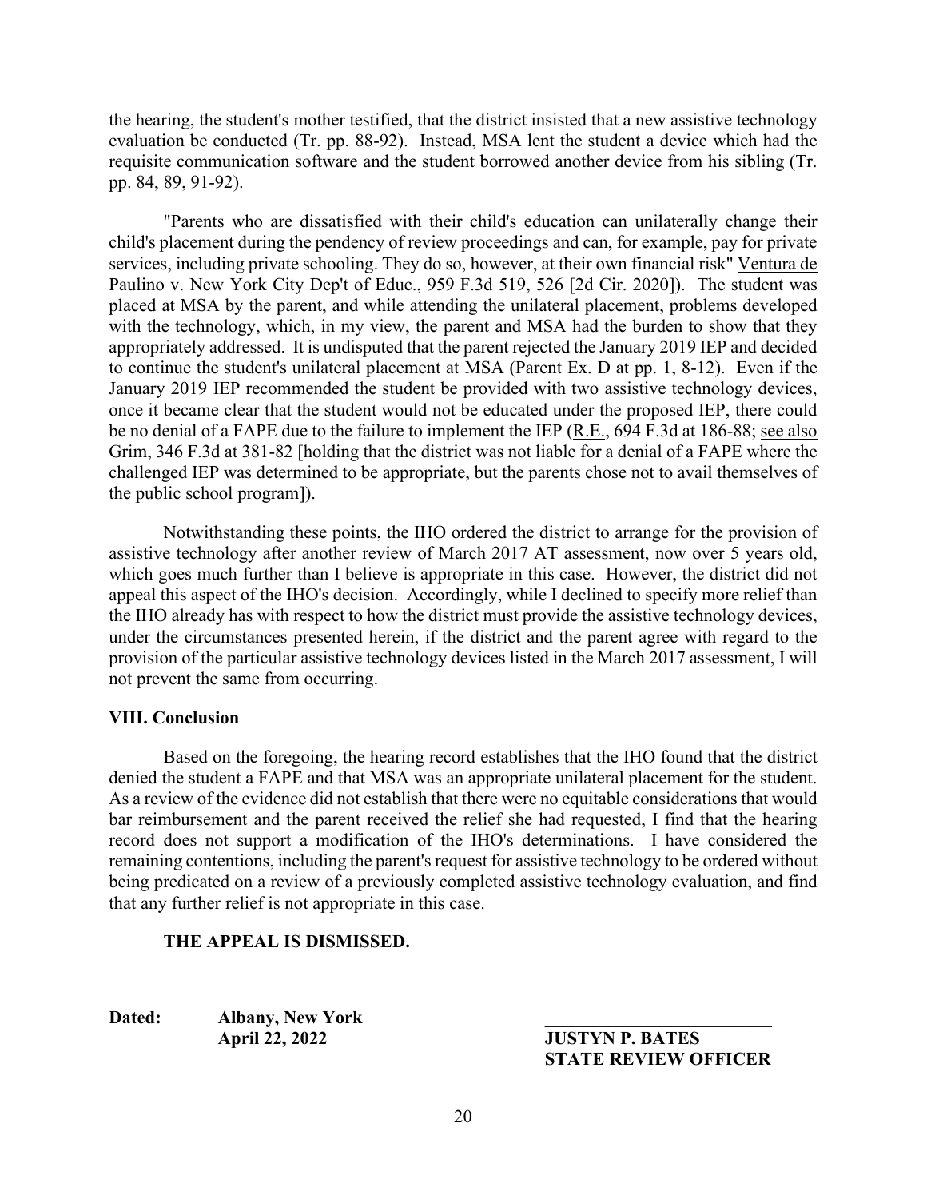the hearing, the student's mother testified, that the district insisted that a new assistive technology evaluation be conducted (Tr. pp. 88-92). Instead, MSA lent the student a device which had the requisite communication software and the student borrowed another device from his sibling (Tr. pp. 84, 89, 91-92).

"Parents who are dissatisfied with their child's education can unilaterally change their child's placement during the pendency of review proceedings and can, for example, pay for private services, including private schooling. They do so, however, at their own financial risk" Ventura de Paulino v. New York City Dep't of Educ., 959 F.3d 519, 526 [2d Cir. 2020]). The student was placed at MSA by the parent, and while attending the unilateral placement, problems developed with the technology, which, in my view, the parent and MSA had the burden to show that they appropriately addressed. It is undisputed that the parent rejected the January 2019 IEP and decided to continue the student's unilateral placement at MSA (Parent Ex. D at pp. 1, 8-12). Even if the January 2019 IEP recommended the student be provided with two assistive technology devices, once it became clear that the student would not be educated under the proposed IEP, there could be no denial of a FAPE due to the failure to implement the IEP (R.E., 694 F.3d at 186-88; see also Grim, 346 F.3d at 381-82 [holding that the district was not liable for a denial of a FAPE where the challenged IEP was determined to be appropriate, but the parents chose not to avail themselves of the public school program]).

Notwithstanding these points, the IHO ordered the district to arrange for the provision of assistive technology after another review of March 2017 AT assessment, now over 5 years old, which goes much further than I believe is appropriate in this case. However, the district did not appeal this aspect of the IHO's decision. Accordingly, while I declined to specify more relief than the IHO already has with respect to how the district must provide the assistive technology devices, under the circumstances presented herein, if the district and the parent agree with regard to the provision of the particular assistive technology devices listed in the March 2017 assessment, I will not prevent the same from occurring.

### VIII. Conclusion

Based on the foregoing, the hearing record establishes that the IHO found that the district denied the student a FAPE and that MSA was an appropriate unilateral placement for the student. As a review of the evidence did not establish that there were no equitable considerations that would bar reimbursement and the parent received the relief she had requested, I find that the hearing record does not support a modification of the IHO's determinations. I have considered the remaining contentions, including the parent's request for assistive technology to be ordered without being predicated on a review of a previously completed assistive technology evaluation, and find that any further relief is not appropriate in this case.

**THE APPEAL IS DISMISSED.**

**Dated: Albany, New York**
**April 22, 2022**

**JUSTYN P. BATES**
**STATE REVIEW OFFICER**